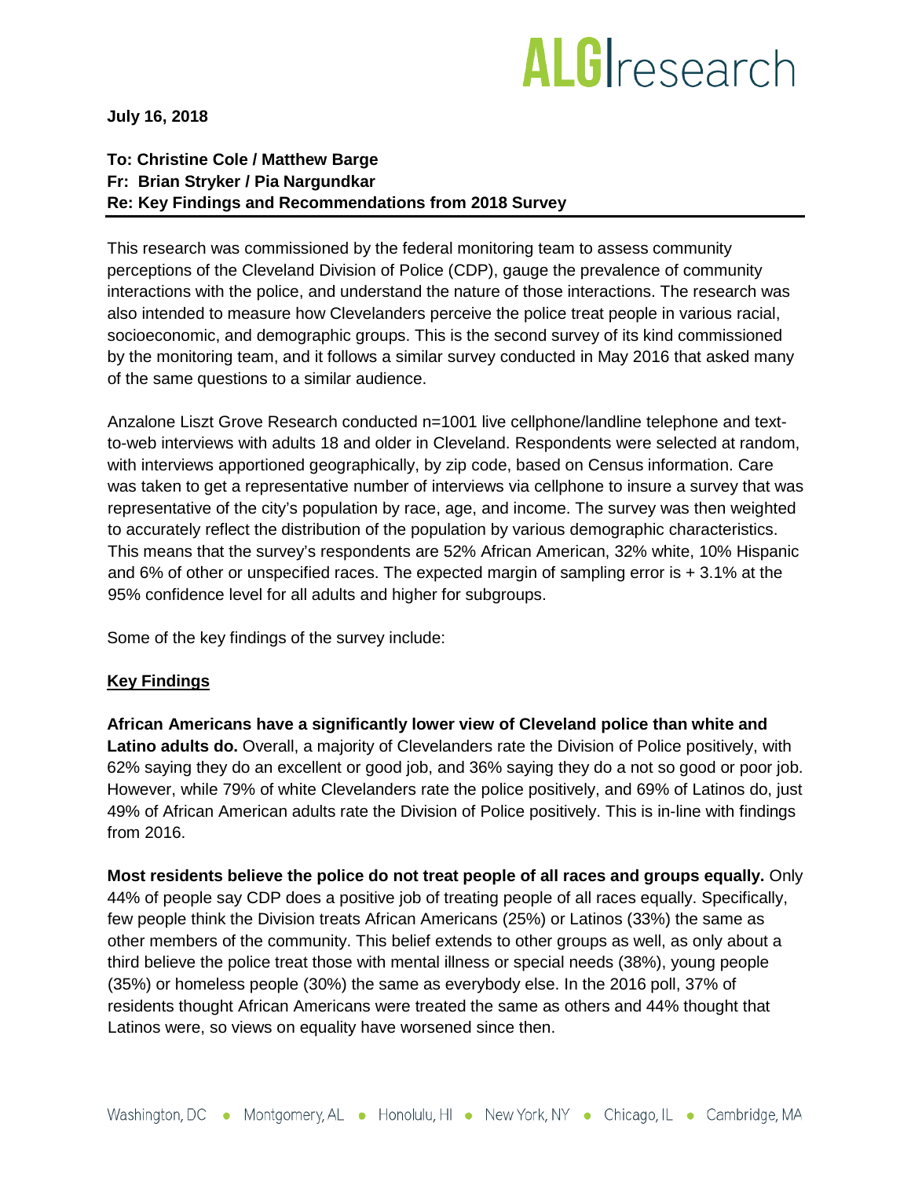**July 16, 2018**

**To: Christine Cole / Matthew Barge**
**Fr: Brian Stryker / Pia Nargundkar**
**Re: Key Findings and Recommendations from 2018 Survey**

This research was commissioned by the federal monitoring team to assess community perceptions of the Cleveland Division of Police (CDP), gauge the prevalence of community interactions with the police, and understand the nature of those interactions. The research was also intended to measure how Clevelanders perceive the police treat people in various racial, socioeconomic, and demographic groups. This is the second survey of its kind commissioned by the monitoring team, and it follows a similar survey conducted in May 2016 that asked many of the same questions to a similar audience.

Anzalone Liszt Grove Research conducted n=1001 live cellphone/landline telephone and text-to-web interviews with adults 18 and older in Cleveland. Respondents were selected at random, with interviews apportioned geographically, by zip code, based on Census information. Care was taken to get a representative number of interviews via cellphone to insure a survey that was representative of the city's population by race, age, and income. The survey was then weighted to accurately reflect the distribution of the population by various demographic characteristics. This means that the survey's respondents are 52% African American, 32% white, 10% Hispanic and 6% of other or unspecified races. The expected margin of sampling error is + 3.1% at the 95% confidence level for all adults and higher for subgroups.

Some of the key findings of the survey include:

## Key Findings

**African Americans have a significantly lower view of Cleveland police than white and Latino adults do.** Overall, a majority of Clevelanders rate the Division of Police positively, with 62% saying they do an excellent or good job, and 36% saying they do a not so good or poor job. However, while 79% of white Clevelanders rate the police positively, and 69% of Latinos do, just 49% of African American adults rate the Division of Police positively. This is in-line with findings from 2016.

**Most residents believe the police do not treat people of all races and groups equally.** Only 44% of people say CDP does a positive job of treating people of all races equally. Specifically, few people think the Division treats African Americans (25%) or Latinos (33%) the same as other members of the community. This belief extends to other groups as well, as only about a third believe the police treat those with mental illness or special needs (38%), young people (35%) or homeless people (30%) the same as everybody else. In the 2016 poll, 37% of residents thought African Americans were treated the same as others and 44% thought that Latinos were, so views on equality have worsened since then.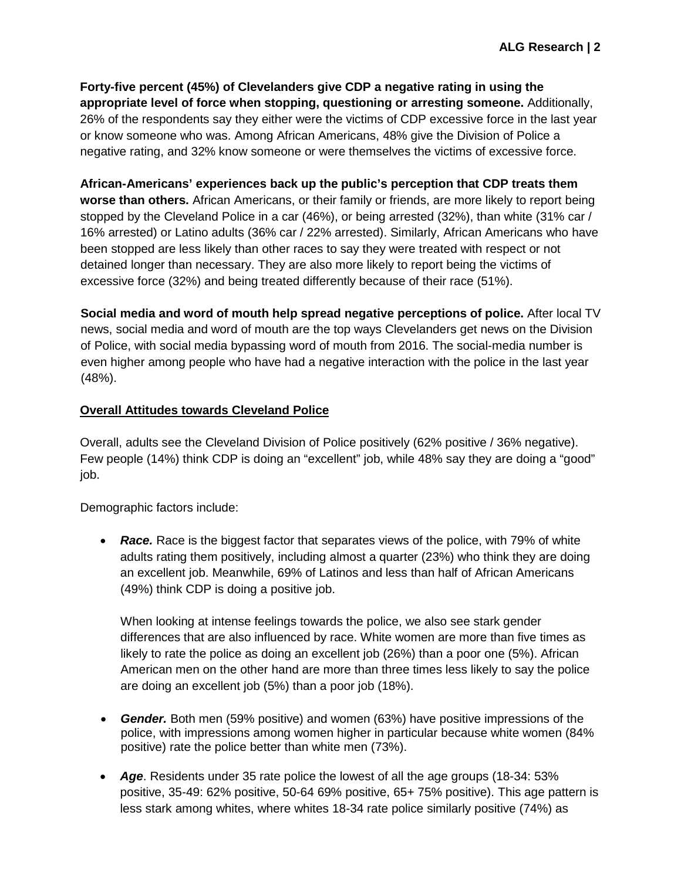**Forty-five percent (45%) of Clevelanders give CDP a negative rating in using the appropriate level of force when stopping, questioning or arresting someone.** Additionally, 26% of the respondents say they either were the victims of CDP excessive force in the last year or know someone who was. Among African Americans, 48% give the Division of Police a negative rating, and 32% know someone or were themselves the victims of excessive force.

**African-Americans' experiences back up the public's perception that CDP treats them worse than others.** African Americans, or their family or friends, are more likely to report being stopped by the Cleveland Police in a car (46%), or being arrested (32%), than white (31% car / 16% arrested) or Latino adults (36% car / 22% arrested). Similarly, African Americans who have been stopped are less likely than other races to say they were treated with respect or not detained longer than necessary. They are also more likely to report being the victims of excessive force (32%) and being treated differently because of their race (51%).

**Social media and word of mouth help spread negative perceptions of police.** After local TV news, social media and word of mouth are the top ways Clevelanders get news on the Division of Police, with social media bypassing word of mouth from 2016. The social-media number is even higher among people who have had a negative interaction with the police in the last year (48%).

## Overall Attitudes towards Cleveland Police

Overall, adults see the Cleveland Division of Police positively (62% positive / 36% negative). Few people (14%) think CDP is doing an "excellent" job, while 48% say they are doing a "good" job.

Demographic factors include:

- ***Race.*** Race is the biggest factor that separates views of the police, with 79% of white adults rating them positively, including almost a quarter (23%) who think they are doing an excellent job. Meanwhile, 69% of Latinos and less than half of African Americans (49%) think CDP is doing a positive job.

  When looking at intense feelings towards the police, we also see stark gender differences that are also influenced by race. White women are more than five times as likely to rate the police as doing an excellent job (26%) than a poor one (5%). African American men on the other hand are more than three times less likely to say the police are doing an excellent job (5%) than a poor job (18%).

- ***Gender.*** Both men (59% positive) and women (63%) have positive impressions of the police, with impressions among women higher in particular because white women (84% positive) rate the police better than white men (73%).

- ***Age***. Residents under 35 rate police the lowest of all the age groups (18-34: 53% positive, 35-49: 62% positive, 50-64 69% positive, 65+ 75% positive). This age pattern is less stark among whites, where whites 18-34 rate police similarly positive (74%) as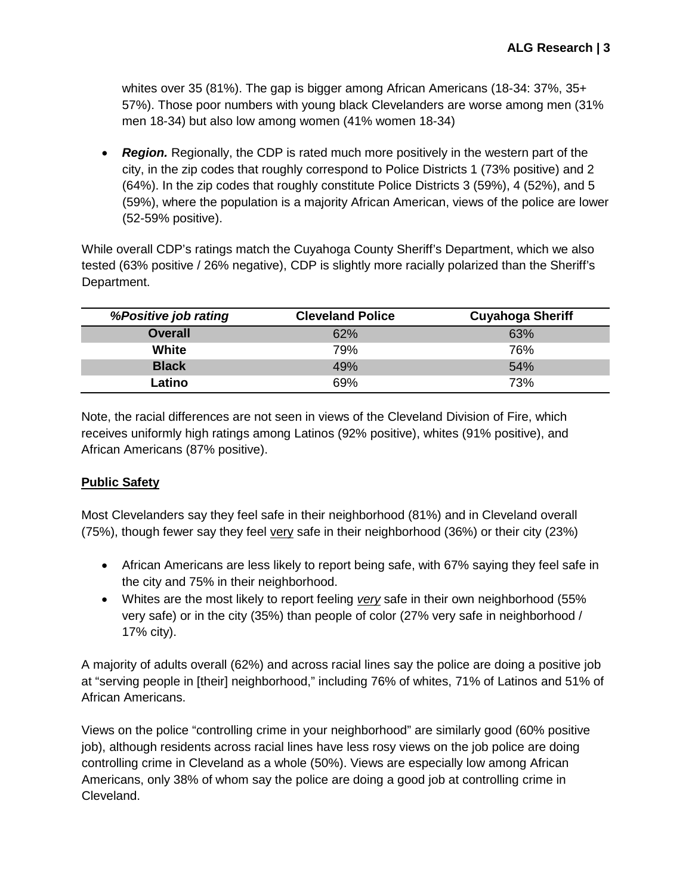whites over 35 (81%). The gap is bigger among African Americans (18-34: 37%, 35+ 57%). Those poor numbers with young black Clevelanders are worse among men (31% men 18-34) but also low among women (41% women 18-34)

- ***Region.*** Regionally, the CDP is rated much more positively in the western part of the city, in the zip codes that roughly correspond to Police Districts 1 (73% positive) and 2 (64%). In the zip codes that roughly constitute Police Districts 3 (59%), 4 (52%), and 5 (59%), where the population is a majority African American, views of the police are lower (52-59% positive).

While overall CDP's ratings match the Cuyahoga County Sheriff's Department, which we also tested (63% positive / 26% negative), CDP is slightly more racially polarized than the Sheriff's Department.

| *%Positive job rating* | Cleveland Police | Cuyahoga Sheriff |
|---|---|---|
| **Overall** | 62% | 63% |
| **White** | 79% | 76% |
| **Black** | 49% | 54% |
| **Latino** | 69% | 73% |

Note, the racial differences are not seen in views of the Cleveland Division of Fire, which receives uniformly high ratings among Latinos (92% positive), whites (91% positive), and African Americans (87% positive).

## Public Safety

Most Clevelanders say they feel safe in their neighborhood (81%) and in Cleveland overall (75%), though fewer say they feel very safe in their neighborhood (36%) or their city (23%)

- African Americans are less likely to report being safe, with 67% saying they feel safe in the city and 75% in their neighborhood.
- Whites are the most likely to report feeling *very* safe in their own neighborhood (55% very safe) or in the city (35%) than people of color (27% very safe in neighborhood / 17% city).

A majority of adults overall (62%) and across racial lines say the police are doing a positive job at "serving people in [their] neighborhood," including 76% of whites, 71% of Latinos and 51% of African Americans.

Views on the police "controlling crime in your neighborhood" are similarly good (60% positive job), although residents across racial lines have less rosy views on the job police are doing controlling crime in Cleveland as a whole (50%). Views are especially low among African Americans, only 38% of whom say the police are doing a good job at controlling crime in Cleveland.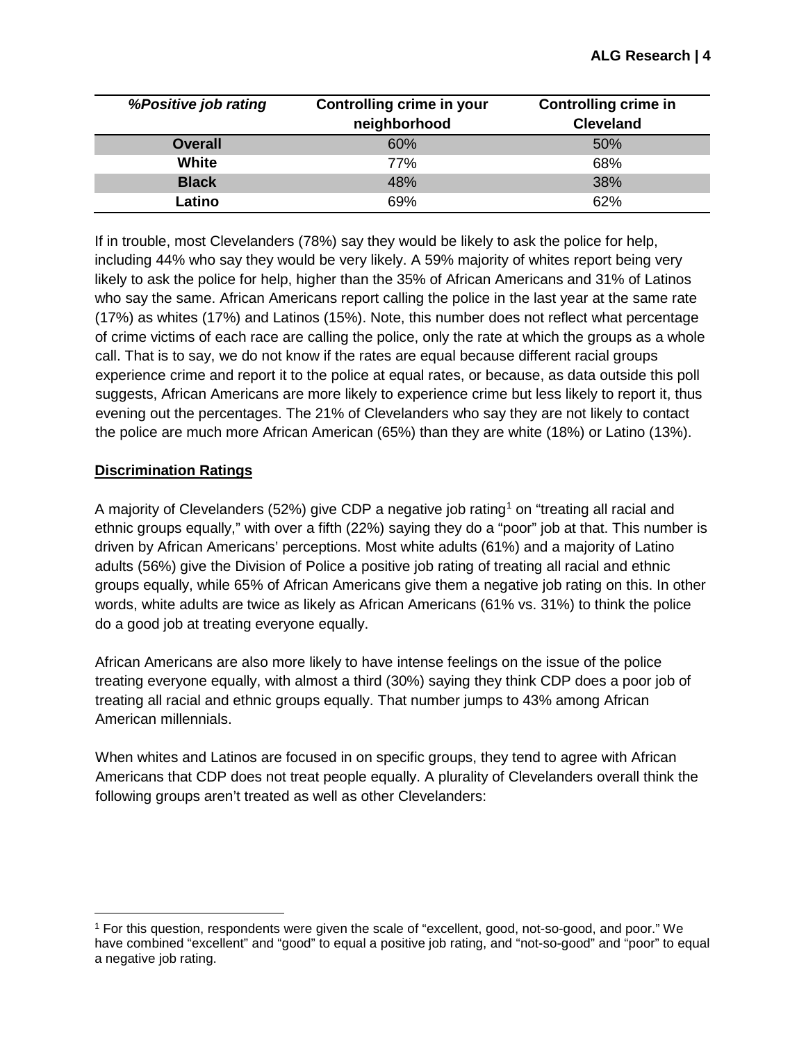| *%Positive job rating* | Controlling crime in your neighborhood | Controlling crime in Cleveland |
|---|---|---|
| **Overall** | 60% | 50% |
| **White** | 77% | 68% |
| **Black** | 48% | 38% |
| **Latino** | 69% | 62% |

If in trouble, most Clevelanders (78%) say they would be likely to ask the police for help, including 44% who say they would be very likely. A 59% majority of whites report being very likely to ask the police for help, higher than the 35% of African Americans and 31% of Latinos who say the same. African Americans report calling the police in the last year at the same rate (17%) as whites (17%) and Latinos (15%). Note, this number does not reflect what percentage of crime victims of each race are calling the police, only the rate at which the groups as a whole call. That is to say, we do not know if the rates are equal because different racial groups experience crime and report it to the police at equal rates, or because, as data outside this poll suggests, African Americans are more likely to experience crime but less likely to report it, thus evening out the percentages. The 21% of Clevelanders who say they are not likely to contact the police are much more African American (65%) than they are white (18%) or Latino (13%).

## Discrimination Ratings

A majority of Clevelanders (52%) give CDP a negative job rating[1] on "treating all racial and ethnic groups equally," with over a fifth (22%) saying they do a "poor" job at that. This number is driven by African Americans' perceptions. Most white adults (61%) and a majority of Latino adults (56%) give the Division of Police a positive job rating of treating all racial and ethnic groups equally, while 65% of African Americans give them a negative job rating on this. In other words, white adults are twice as likely as African Americans (61% vs. 31%) to think the police do a good job at treating everyone equally.

African Americans are also more likely to have intense feelings on the issue of the police treating everyone equally, with almost a third (30%) saying they think CDP does a poor job of treating all racial and ethnic groups equally. That number jumps to 43% among African American millennials.

When whites and Latinos are focused in on specific groups, they tend to agree with African Americans that CDP does not treat people equally. A plurality of Clevelanders overall think the following groups aren't treated as well as other Clevelanders:

[1] For this question, respondents were given the scale of "excellent, good, not-so-good, and poor." We have combined "excellent" and "good" to equal a positive job rating, and "not-so-good" and "poor" to equal a negative job rating.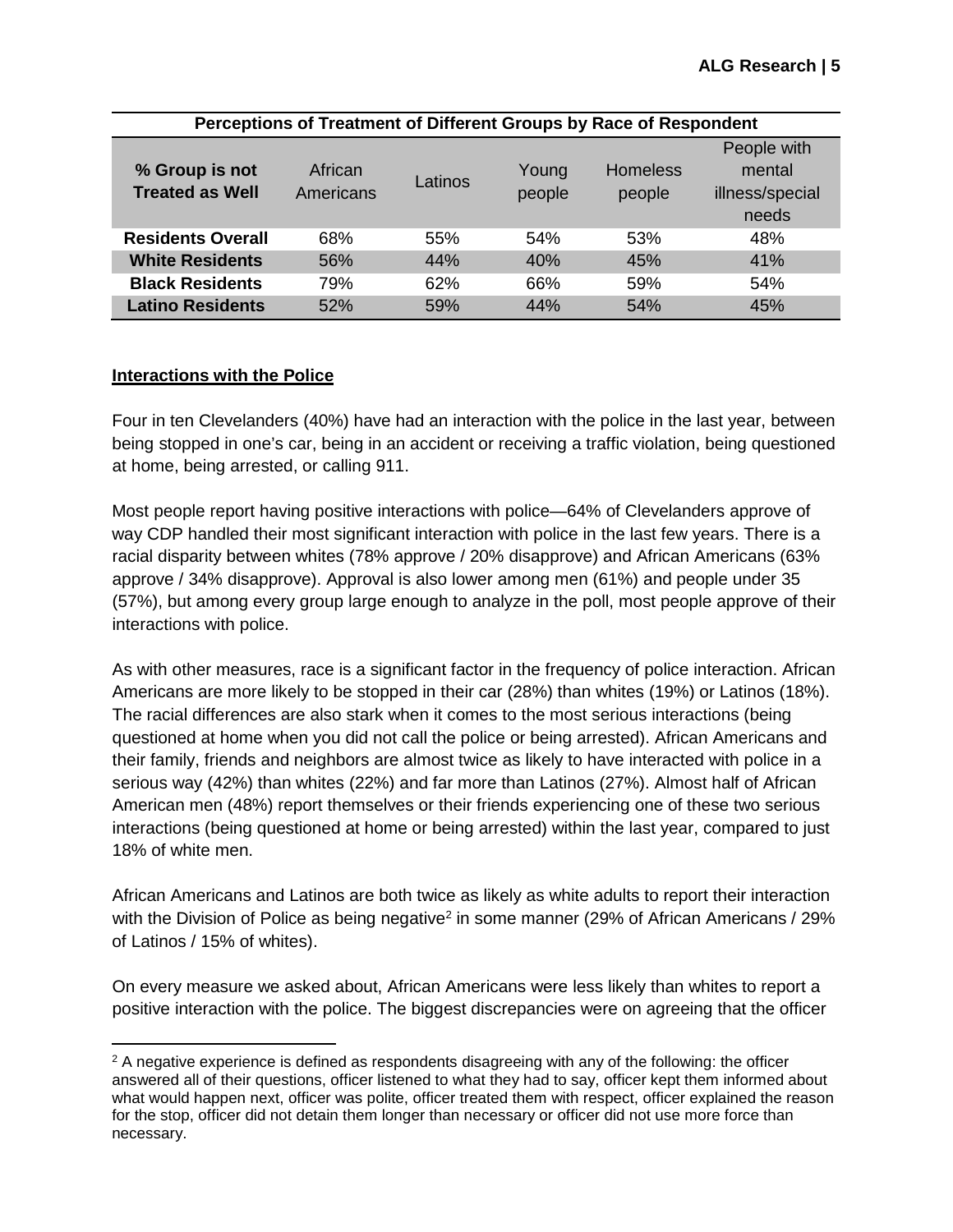| Perceptions of Treatment of Different Groups by Race of Respondent | | | | | |
|---|---|---|---|---|---|
| **% Group is not Treated as Well** | African Americans | Latinos | Young people | Homeless people | People with mental illness/special needs |
| **Residents Overall** | 68% | 55% | 54% | 53% | 48% |
| **White Residents** | 56% | 44% | 40% | 45% | 41% |
| **Black Residents** | 79% | 62% | 66% | 59% | 54% |
| **Latino Residents** | 52% | 59% | 44% | 54% | 45% |

**Interactions with the Police**

Four in ten Clevelanders (40%) have had an interaction with the police in the last year, between being stopped in one's car, being in an accident or receiving a traffic violation, being questioned at home, being arrested, or calling 911.

Most people report having positive interactions with police—64% of Clevelanders approve of way CDP handled their most significant interaction with police in the last few years. There is a racial disparity between whites (78% approve / 20% disapprove) and African Americans (63% approve / 34% disapprove). Approval is also lower among men (61%) and people under 35 (57%), but among every group large enough to analyze in the poll, most people approve of their interactions with police.

As with other measures, race is a significant factor in the frequency of police interaction. African Americans are more likely to be stopped in their car (28%) than whites (19%) or Latinos (18%). The racial differences are also stark when it comes to the most serious interactions (being questioned at home when you did not call the police or being arrested). African Americans and their family, friends and neighbors are almost twice as likely to have interacted with police in a serious way (42%) than whites (22%) and far more than Latinos (27%). Almost half of African American men (48%) report themselves or their friends experiencing one of these two serious interactions (being questioned at home or being arrested) within the last year, compared to just 18% of white men.

African Americans and Latinos are both twice as likely as white adults to report their interaction with the Division of Police as being negative[2] in some manner (29% of African Americans / 29% of Latinos / 15% of whites).

On every measure we asked about, African Americans were less likely than whites to report a positive interaction with the police. The biggest discrepancies were on agreeing that the officer

[2] A negative experience is defined as respondents disagreeing with any of the following: the officer answered all of their questions, officer listened to what they had to say, officer kept them informed about what would happen next, officer was polite, officer treated them with respect, officer explained the reason for the stop, officer did not detain them longer than necessary or officer did not use more force than necessary.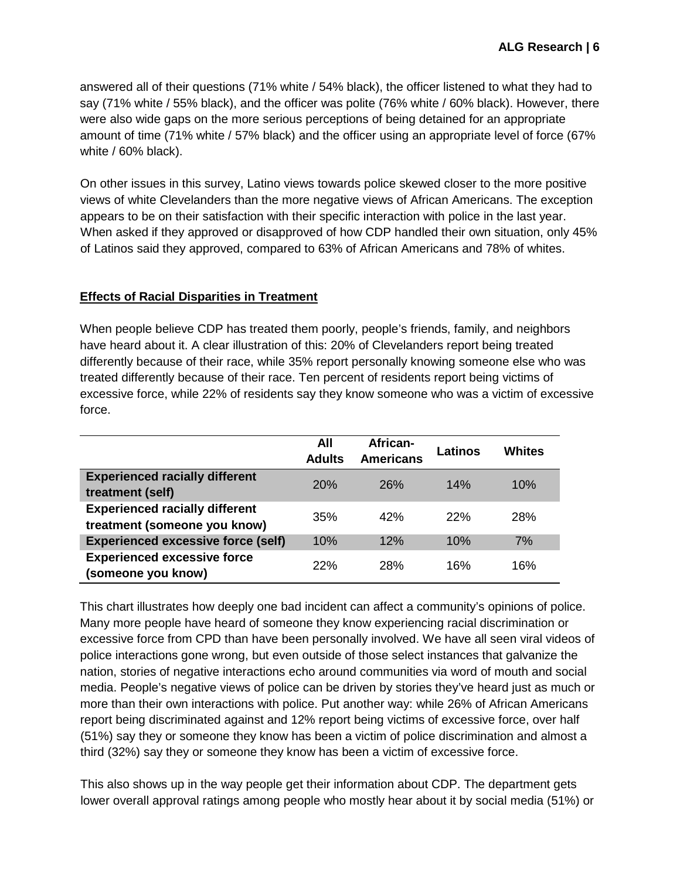answered all of their questions (71% white / 54% black), the officer listened to what they had to say (71% white / 55% black), and the officer was polite (76% white / 60% black). However, there were also wide gaps on the more serious perceptions of being detained for an appropriate amount of time (71% white / 57% black) and the officer using an appropriate level of force (67% white / 60% black).

On other issues in this survey, Latino views towards police skewed closer to the more positive views of white Clevelanders than the more negative views of African Americans. The exception appears to be on their satisfaction with their specific interaction with police in the last year. When asked if they approved or disapproved of how CDP handled their own situation, only 45% of Latinos said they approved, compared to 63% of African Americans and 78% of whites.

## Effects of Racial Disparities in Treatment

When people believe CDP has treated them poorly, people's friends, family, and neighbors have heard about it. A clear illustration of this: 20% of Clevelanders report being treated differently because of their race, while 35% report personally knowing someone else who was treated differently because of their race. Ten percent of residents report being victims of excessive force, while 22% of residents say they know someone who was a victim of excessive force.

| | All Adults | African-Americans | Latinos | Whites |
|---|---|---|---|---|
| **Experienced racially different treatment (self)** | 20% | 26% | 14% | 10% |
| **Experienced racially different treatment (someone you know)** | 35% | 42% | 22% | 28% |
| **Experienced excessive force (self)** | 10% | 12% | 10% | 7% |
| **Experienced excessive force (someone you know)** | 22% | 28% | 16% | 16% |

This chart illustrates how deeply one bad incident can affect a community's opinions of police. Many more people have heard of someone they know experiencing racial discrimination or excessive force from CPD than have been personally involved. We have all seen viral videos of police interactions gone wrong, but even outside of those select instances that galvanize the nation, stories of negative interactions echo around communities via word of mouth and social media. People's negative views of police can be driven by stories they've heard just as much or more than their own interactions with police. Put another way: while 26% of African Americans report being discriminated against and 12% report being victims of excessive force, over half (51%) say they or someone they know has been a victim of police discrimination and almost a third (32%) say they or someone they know has been a victim of excessive force.

This also shows up in the way people get their information about CDP. The department gets lower overall approval ratings among people who mostly hear about it by social media (51%) or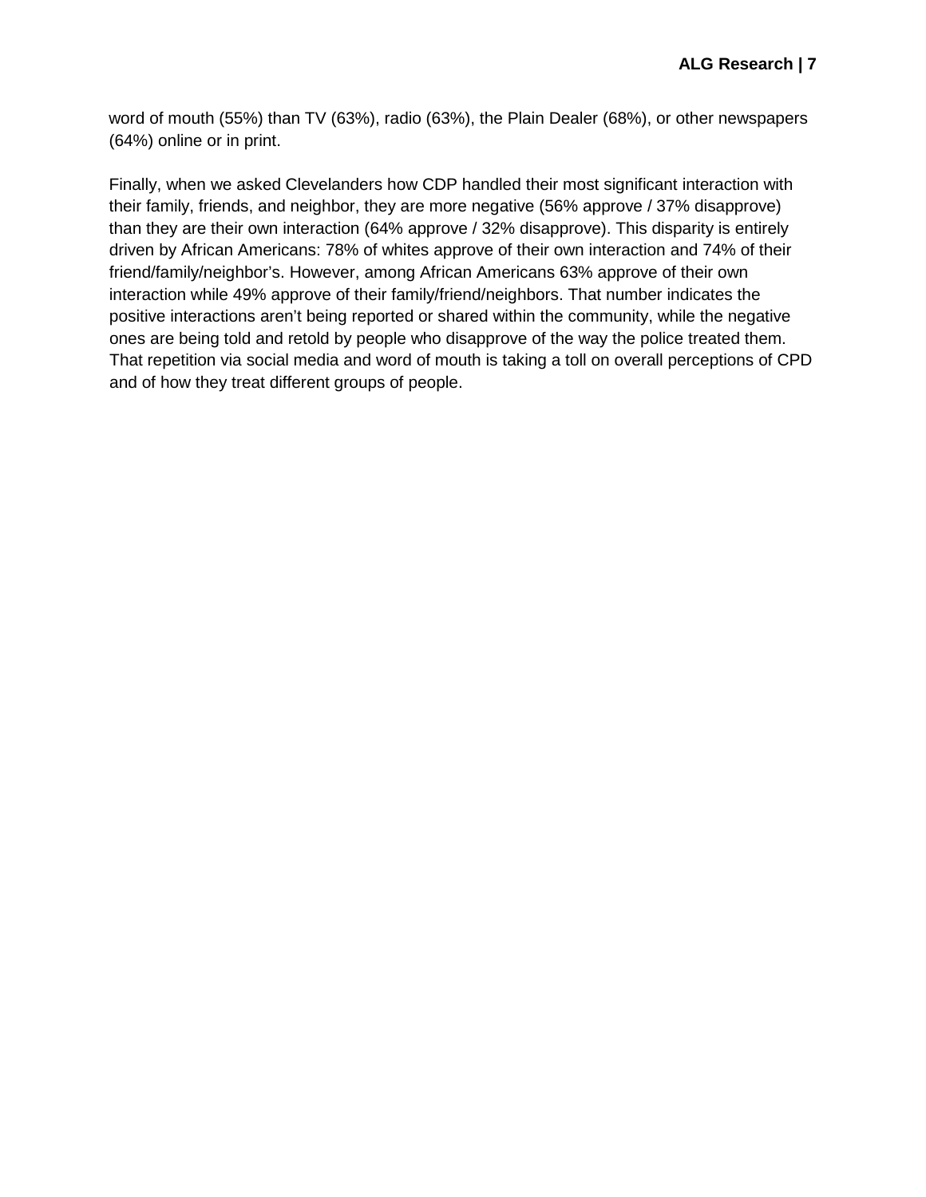word of mouth (55%) than TV (63%), radio (63%), the Plain Dealer (68%), or other newspapers (64%) online or in print.

Finally, when we asked Clevelanders how CDP handled their most significant interaction with their family, friends, and neighbor, they are more negative (56% approve / 37% disapprove) than they are their own interaction (64% approve / 32% disapprove). This disparity is entirely driven by African Americans: 78% of whites approve of their own interaction and 74% of their friend/family/neighbor's. However, among African Americans 63% approve of their own interaction while 49% approve of their family/friend/neighbors. That number indicates the positive interactions aren't being reported or shared within the community, while the negative ones are being told and retold by people who disapprove of the way the police treated them. That repetition via social media and word of mouth is taking a toll on overall perceptions of CPD and of how they treat different groups of people.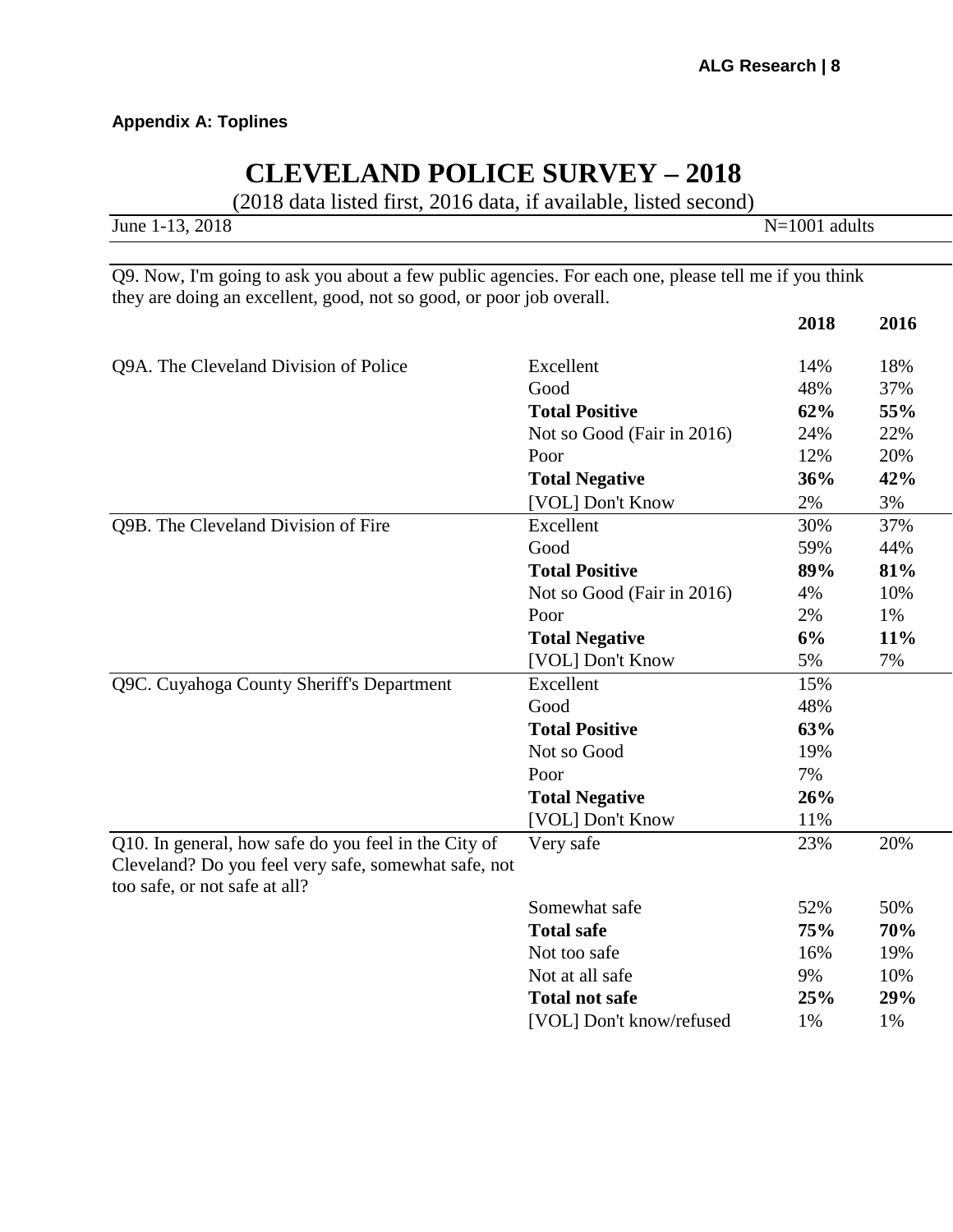**Appendix A: Toplines**

# CLEVELAND POLICE SURVEY – 2018

(2018 data listed first, 2016 data, if available, listed second)

June 1-13, 2018 N=1001 adults

Q9. Now, I'm going to ask you about a few public agencies. For each one, please tell me if you think they are doing an excellent, good, not so good, or poor job overall.

| | | 2018 | 2016 |
|---|---|---|---|
| Q9A. The Cleveland Division of Police | Excellent | 14% | 18% |
| | Good | 48% | 37% |
| | **Total Positive** | **62%** | **55%** |
| | Not so Good (Fair in 2016) | 24% | 22% |
| | Poor | 12% | 20% |
| | **Total Negative** | **36%** | **42%** |
| | [VOL] Don't Know | 2% | 3% |
| Q9B. The Cleveland Division of Fire | Excellent | 30% | 37% |
| | Good | 59% | 44% |
| | **Total Positive** | **89%** | **81%** |
| | Not so Good (Fair in 2016) | 4% | 10% |
| | Poor | 2% | 1% |
| | **Total Negative** | **6%** | **11%** |
| | [VOL] Don't Know | 5% | 7% |
| Q9C. Cuyahoga County Sheriff's Department | Excellent | 15% | |
| | Good | 48% | |
| | **Total Positive** | **63%** | |
| | Not so Good | 19% | |
| | Poor | 7% | |
| | **Total Negative** | **26%** | |
| | [VOL] Don't Know | 11% | |
| Q10. In general, how safe do you feel in the City of Cleveland? Do you feel very safe, somewhat safe, not too safe, or not safe at all? | Very safe | 23% | 20% |
| | Somewhat safe | 52% | 50% |
| | **Total safe** | **75%** | **70%** |
| | Not too safe | 16% | 19% |
| | Not at all safe | 9% | 10% |
| | **Total not safe** | **25%** | **29%** |
| | [VOL] Don't know/refused | 1% | 1% |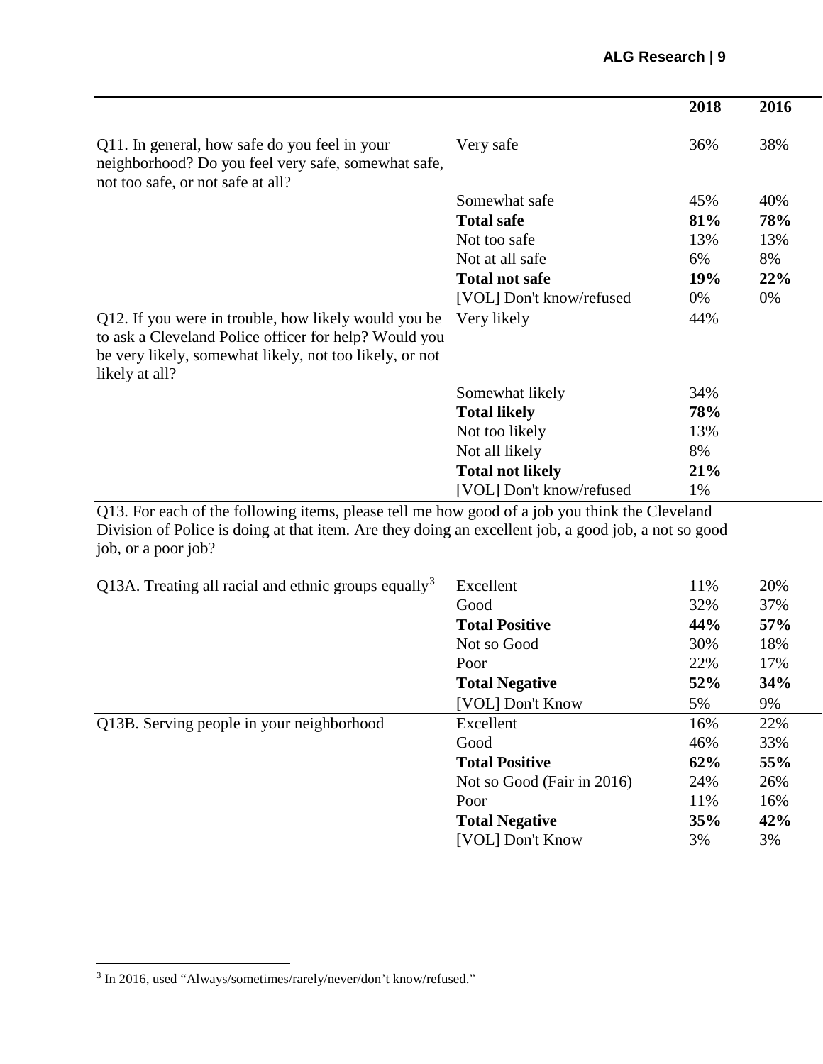| | | 2018 | 2016 |
|---|---|---|---|
| Q11. In general, how safe do you feel in your neighborhood? Do you feel very safe, somewhat safe, not too safe, or not safe at all? | Very safe | 36% | 38% |
| | Somewhat safe | 45% | 40% |
| | **Total safe** | **81%** | **78%** |
| | Not too safe | 13% | 13% |
| | Not at all safe | 6% | 8% |
| | **Total not safe** | **19%** | **22%** |
| | [VOL] Don't know/refused | 0% | 0% |
| Q12. If you were in trouble, how likely would you be to ask a Cleveland Police officer for help? Would you be very likely, somewhat likely, not too likely, or not likely at all? | Very likely | 44% | |
| | Somewhat likely | 34% | |
| | **Total likely** | **78%** | |
| | Not too likely | 13% | |
| | Not all likely | 8% | |
| | **Total not likely** | **21%** | |
| | [VOL] Don't know/refused | 1% | |

Q13. For each of the following items, please tell me how good of a job you think the Cleveland Division of Police is doing at that item. Are they doing an excellent job, a good job, a not so good job, or a poor job?

| | | 2018 | 2016 |
|---|---|---|---|
| Q13A. Treating all racial and ethnic groups equally[3] | Excellent | 11% | 20% |
| | Good | 32% | 37% |
| | **Total Positive** | **44%** | **57%** |
| | Not so Good | 30% | 18% |
| | Poor | 22% | 17% |
| | **Total Negative** | **52%** | **34%** |
| | [VOL] Don't Know | 5% | 9% |
| Q13B. Serving people in your neighborhood | Excellent | 16% | 22% |
| | Good | 46% | 33% |
| | **Total Positive** | **62%** | **55%** |
| | Not so Good (Fair in 2016) | 24% | 26% |
| | Poor | 11% | 16% |
| | **Total Negative** | **35%** | **42%** |
| | [VOL] Don't Know | 3% | 3% |

[3] In 2016, used "Always/sometimes/rarely/never/don't know/refused."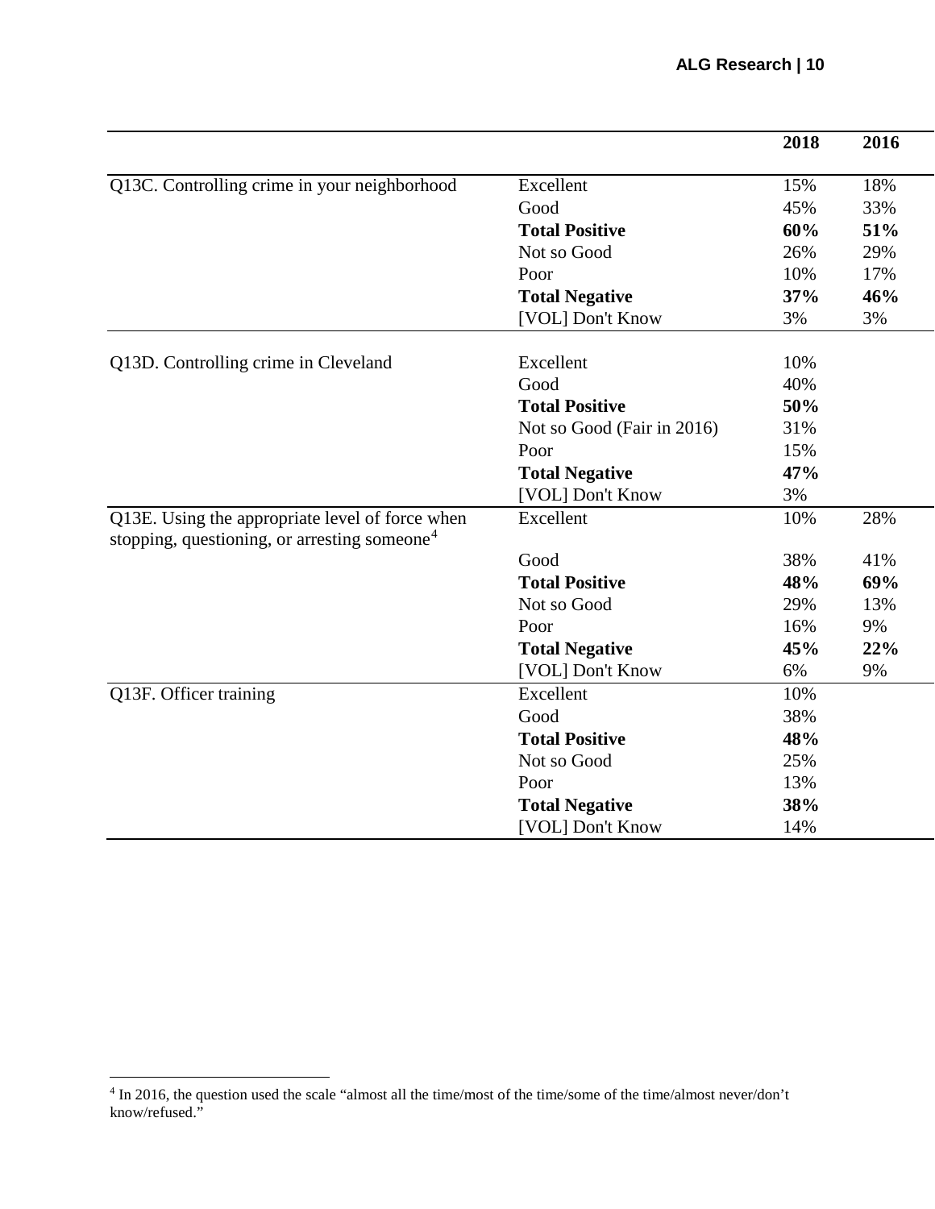| | | 2018 | 2016 |
|---|---|---|---|
| Q13C. Controlling crime in your neighborhood | Excellent | 15% | 18% |
| | Good | 45% | 33% |
| | **Total Positive** | **60%** | **51%** |
| | Not so Good | 26% | 29% |
| | Poor | 10% | 17% |
| | **Total Negative** | **37%** | **46%** |
| | [VOL] Don't Know | 3% | 3% |
| Q13D. Controlling crime in Cleveland | Excellent | 10% | |
| | Good | 40% | |
| | **Total Positive** | **50%** | |
| | Not so Good (Fair in 2016) | 31% | |
| | Poor | 15% | |
| | **Total Negative** | **47%** | |
| | [VOL] Don't Know | 3% | |
| Q13E. Using the appropriate level of force when stopping, questioning, or arresting someone[4] | Excellent | 10% | 28% |
| | Good | 38% | 41% |
| | **Total Positive** | **48%** | **69%** |
| | Not so Good | 29% | 13% |
| | Poor | 16% | 9% |
| | **Total Negative** | **45%** | **22%** |
| | [VOL] Don't Know | 6% | 9% |
| Q13F. Officer training | Excellent | 10% | |
| | Good | 38% | |
| | **Total Positive** | **48%** | |
| | Not so Good | 25% | |
| | Poor | 13% | |
| | **Total Negative** | **38%** | |
| | [VOL] Don't Know | 14% | |

[4] In 2016, the question used the scale "almost all the time/most of the time/some of the time/almost never/don't know/refused."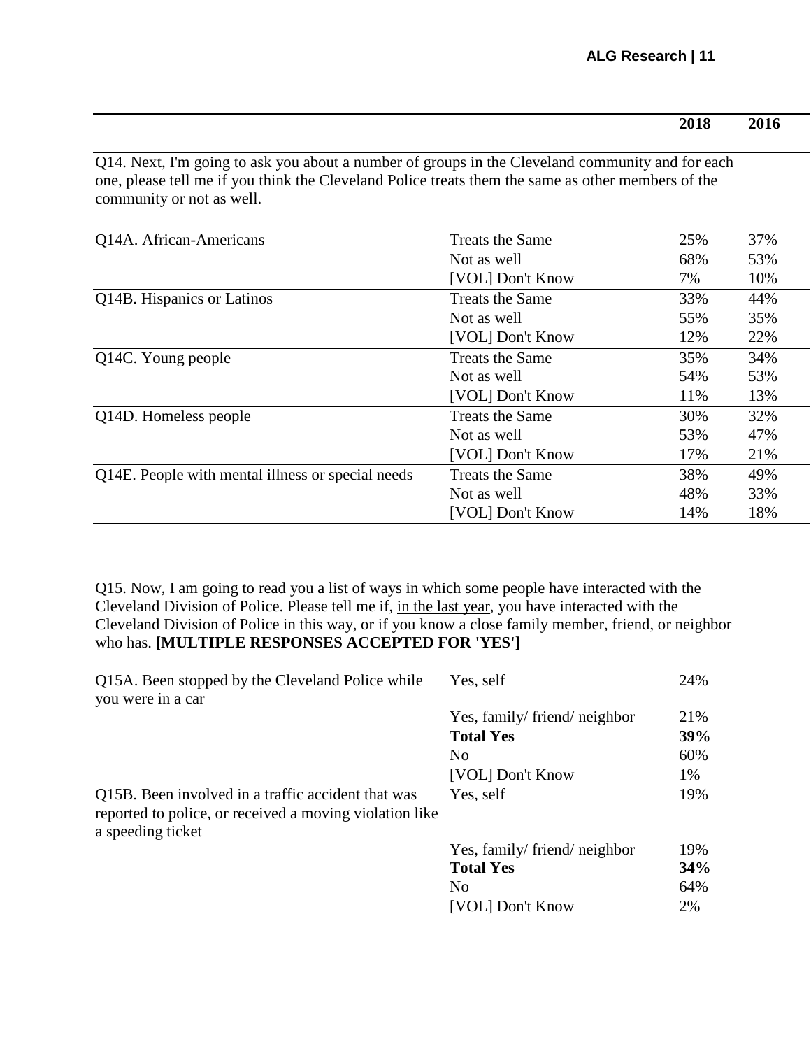Q14. Next, I'm going to ask you about a number of groups in the Cleveland community and for each one, please tell me if you think the Cleveland Police treats them the same as other members of the community or not as well.

| | | 2018 | 2016 |
|---|---|---|---|
| Q14A. African-Americans | Treats the Same | 25% | 37% |
| | Not as well | 68% | 53% |
| | [VOL] Don't Know | 7% | 10% |
| Q14B. Hispanics or Latinos | Treats the Same | 33% | 44% |
| | Not as well | 55% | 35% |
| | [VOL] Don't Know | 12% | 22% |
| Q14C. Young people | Treats the Same | 35% | 34% |
| | Not as well | 54% | 53% |
| | [VOL] Don't Know | 11% | 13% |
| Q14D. Homeless people | Treats the Same | 30% | 32% |
| | Not as well | 53% | 47% |
| | [VOL] Don't Know | 17% | 21% |
| Q14E. People with mental illness or special needs | Treats the Same | 38% | 49% |
| | Not as well | 48% | 33% |
| | [VOL] Don't Know | 14% | 18% |

Q15. Now, I am going to read you a list of ways in which some people have interacted with the Cleveland Division of Police. Please tell me if, in the last year, you have interacted with the Cleveland Division of Police in this way, or if you know a close family member, friend, or neighbor who has. **[MULTIPLE RESPONSES ACCEPTED FOR 'YES']**

| | | 2018 |
|---|---|---|
| Q15A. Been stopped by the Cleveland Police while you were in a car | Yes, self | 24% |
| | Yes, family/ friend/ neighbor | 21% |
| | **Total Yes** | **39%** |
| | No | 60% |
| | [VOL] Don't Know | 1% |
| Q15B. Been involved in a traffic accident that was reported to police, or received a moving violation like a speeding ticket | Yes, self | 19% |
| | Yes, family/ friend/ neighbor | 19% |
| | **Total Yes** | **34%** |
| | No | 64% |
| | [VOL] Don't Know | 2% |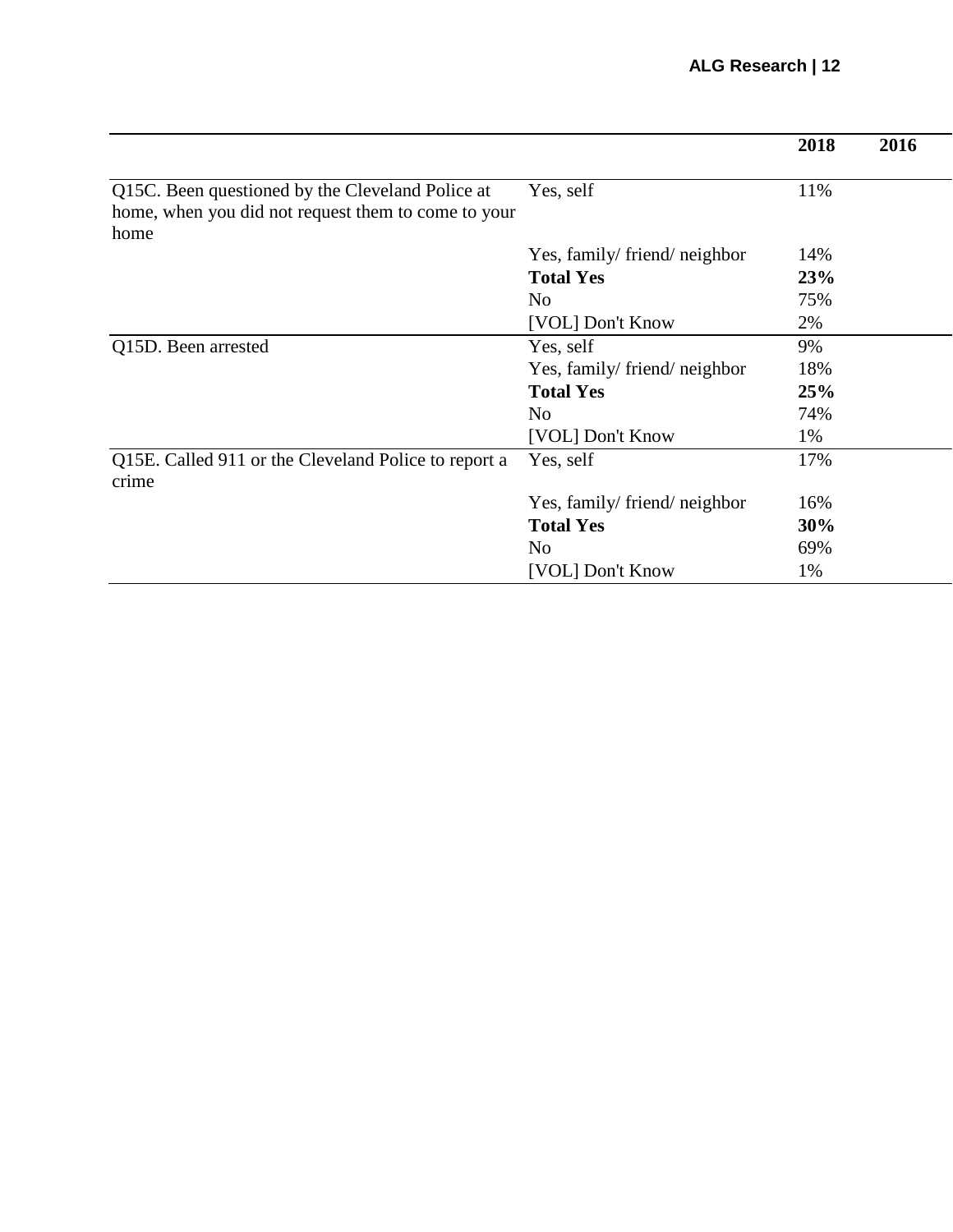| | | 2018 | 2016 |
|---|---|---|---|
| Q15C. Been questioned by the Cleveland Police at home, when you did not request them to come to your home | Yes, self | 11% | |
| | Yes, family/ friend/ neighbor | 14% | |
| | **Total Yes** | **23%** | |
| | No | 75% | |
| | [VOL] Don't Know | 2% | |
| Q15D. Been arrested | Yes, self | 9% | |
| | Yes, family/ friend/ neighbor | 18% | |
| | **Total Yes** | **25%** | |
| | No | 74% | |
| | [VOL] Don't Know | 1% | |
| Q15E. Called 911 or the Cleveland Police to report a crime | Yes, self | 17% | |
| | Yes, family/ friend/ neighbor | 16% | |
| | **Total Yes** | **30%** | |
| | No | 69% | |
| | [VOL] Don't Know | 1% | |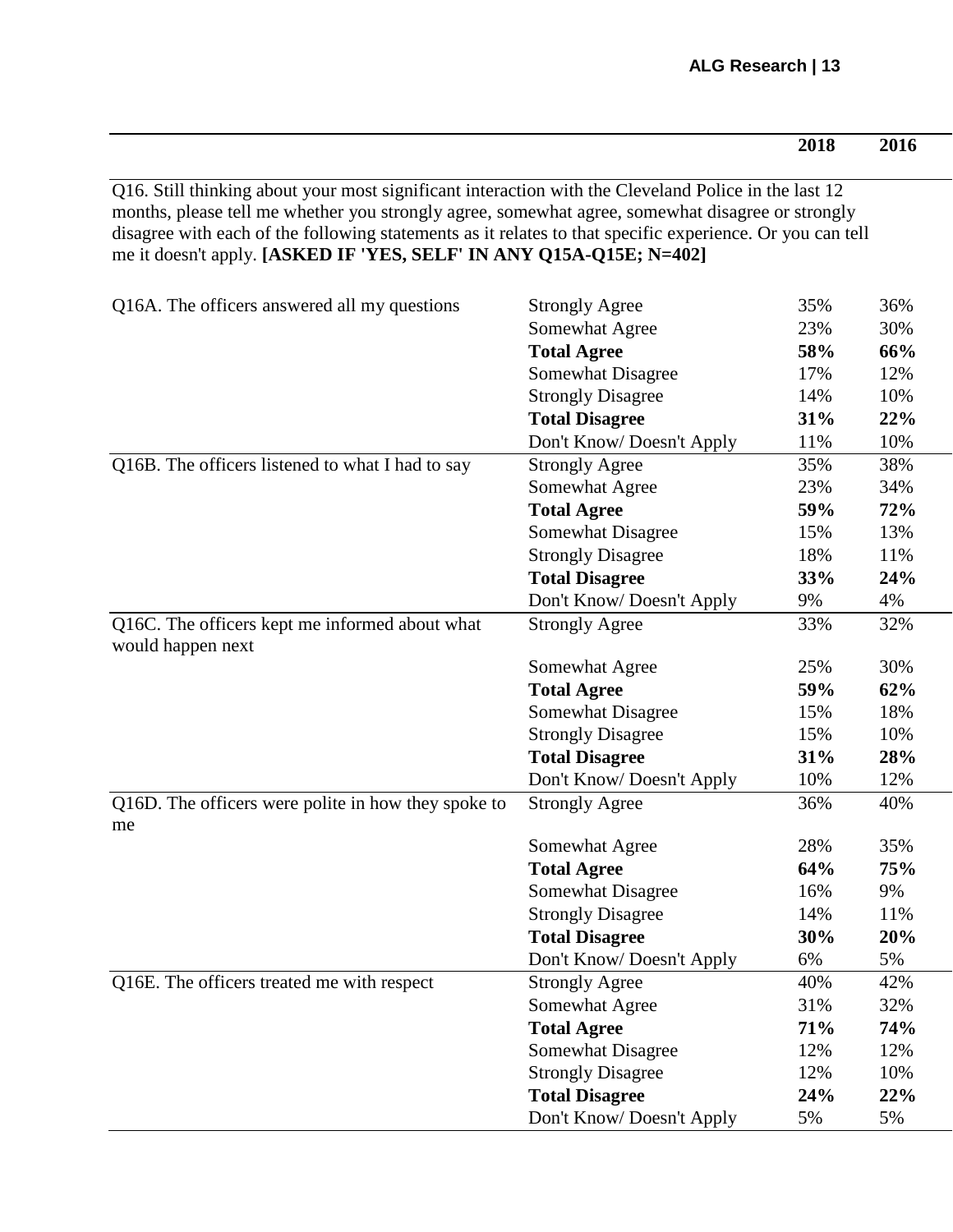| | | 2018 | 2016 |
|---|---|---|---|

Q16. Still thinking about your most significant interaction with the Cleveland Police in the last 12 months, please tell me whether you strongly agree, somewhat agree, somewhat disagree or strongly disagree with each of the following statements as it relates to that specific experience. Or you can tell me it doesn't apply. **[ASKED IF 'YES, SELF' IN ANY Q15A-Q15E; N=402]**

| | | 2018 | 2016 |
|---|---|---|---|
| Q16A. The officers answered all my questions | Strongly Agree | 35% | 36% |
| | Somewhat Agree | 23% | 30% |
| | **Total Agree** | **58%** | **66%** |
| | Somewhat Disagree | 17% | 12% |
| | Strongly Disagree | 14% | 10% |
| | **Total Disagree** | **31%** | **22%** |
| | Don't Know/ Doesn't Apply | 11% | 10% |
| Q16B. The officers listened to what I had to say | Strongly Agree | 35% | 38% |
| | Somewhat Agree | 23% | 34% |
| | **Total Agree** | **59%** | **72%** |
| | Somewhat Disagree | 15% | 13% |
| | Strongly Disagree | 18% | 11% |
| | **Total Disagree** | **33%** | **24%** |
| | Don't Know/ Doesn't Apply | 9% | 4% |
| Q16C. The officers kept me informed about what would happen next | Strongly Agree | 33% | 32% |
| | Somewhat Agree | 25% | 30% |
| | **Total Agree** | **59%** | **62%** |
| | Somewhat Disagree | 15% | 18% |
| | Strongly Disagree | 15% | 10% |
| | **Total Disagree** | **31%** | **28%** |
| | Don't Know/ Doesn't Apply | 10% | 12% |
| Q16D. The officers were polite in how they spoke to me | Strongly Agree | 36% | 40% |
| | Somewhat Agree | 28% | 35% |
| | **Total Agree** | **64%** | **75%** |
| | Somewhat Disagree | 16% | 9% |
| | Strongly Disagree | 14% | 11% |
| | **Total Disagree** | **30%** | **20%** |
| | Don't Know/ Doesn't Apply | 6% | 5% |
| Q16E. The officers treated me with respect | Strongly Agree | 40% | 42% |
| | Somewhat Agree | 31% | 32% |
| | **Total Agree** | **71%** | **74%** |
| | Somewhat Disagree | 12% | 12% |
| | Strongly Disagree | 12% | 10% |
| | **Total Disagree** | **24%** | **22%** |
| | Don't Know/ Doesn't Apply | 5% | 5% |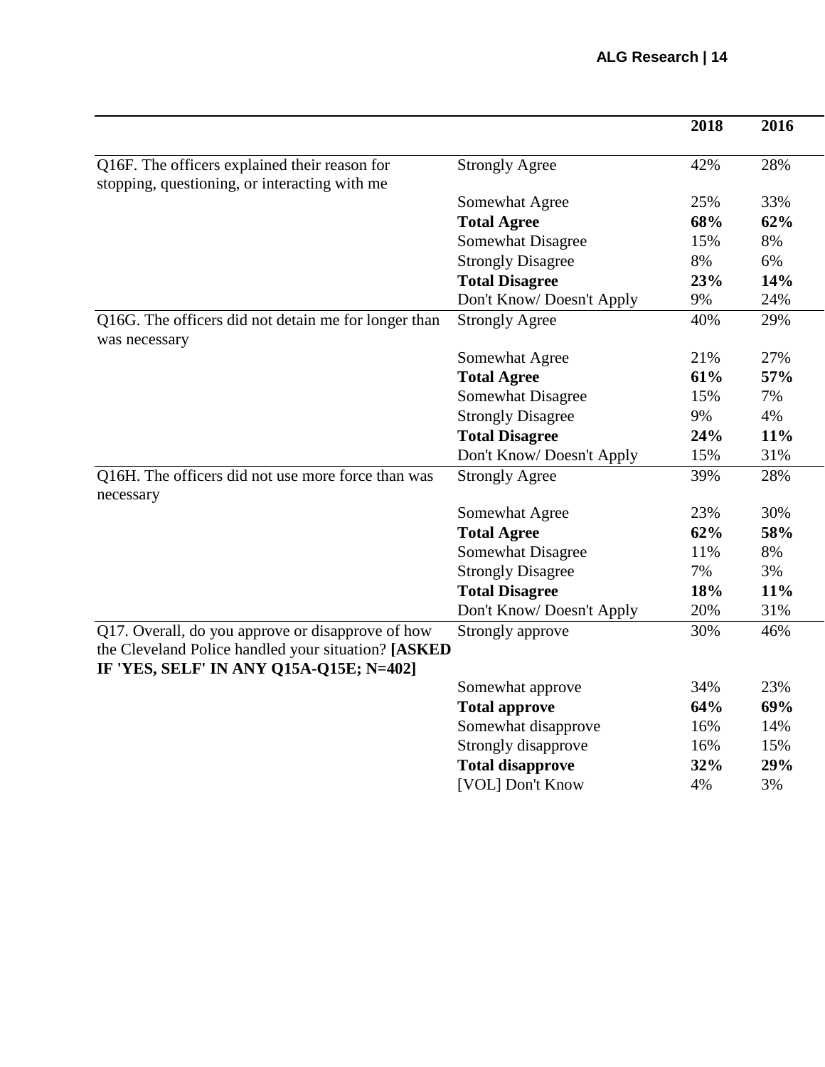| | | 2018 | 2016 |
|---|---|---|---|
| Q16F. The officers explained their reason for stopping, questioning, or interacting with me | Strongly Agree | 42% | 28% |
| | Somewhat Agree | 25% | 33% |
| | **Total Agree** | **68%** | **62%** |
| | Somewhat Disagree | 15% | 8% |
| | Strongly Disagree | 8% | 6% |
| | **Total Disagree** | **23%** | **14%** |
| | Don't Know/ Doesn't Apply | 9% | 24% |
| Q16G. The officers did not detain me for longer than was necessary | Strongly Agree | 40% | 29% |
| | Somewhat Agree | 21% | 27% |
| | **Total Agree** | **61%** | **57%** |
| | Somewhat Disagree | 15% | 7% |
| | Strongly Disagree | 9% | 4% |
| | **Total Disagree** | **24%** | **11%** |
| | Don't Know/ Doesn't Apply | 15% | 31% |
| Q16H. The officers did not use more force than was necessary | Strongly Agree | 39% | 28% |
| | Somewhat Agree | 23% | 30% |
| | **Total Agree** | **62%** | **58%** |
| | Somewhat Disagree | 11% | 8% |
| | Strongly Disagree | 7% | 3% |
| | **Total Disagree** | **18%** | **11%** |
| | Don't Know/ Doesn't Apply | 20% | 31% |
| Q17. Overall, do you approve or disapprove of how the Cleveland Police handled your situation? **[ASKED IF 'YES, SELF' IN ANY Q15A-Q15E; N=402]** | Strongly approve | 30% | 46% |
| | Somewhat approve | 34% | 23% |
| | **Total approve** | **64%** | **69%** |
| | Somewhat disapprove | 16% | 14% |
| | Strongly disapprove | 16% | 15% |
| | **Total disapprove** | **32%** | **29%** |
| | [VOL] Don't Know | 4% | 3% |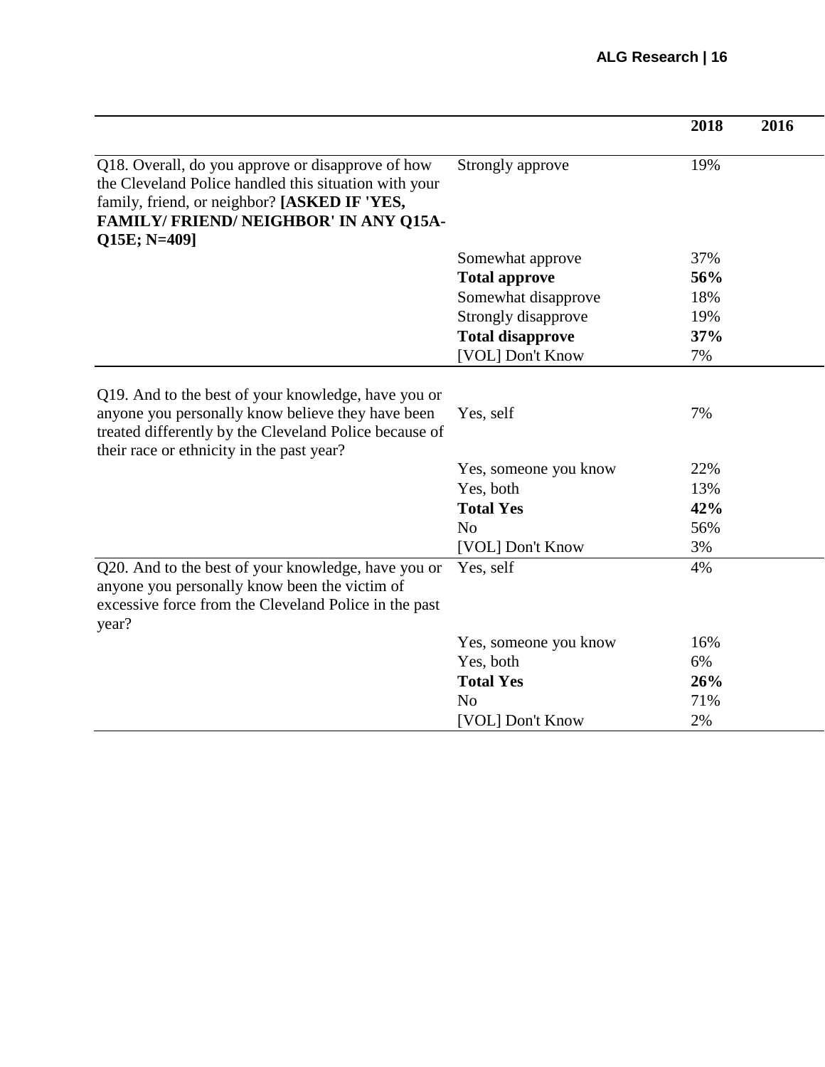| | | 2018 | 2016 |
|---|---|---|---|
| Q18. Overall, do you approve or disapprove of how the Cleveland Police handled this situation with your family, friend, or neighbor? **[ASKED IF 'YES, FAMILY/ FRIEND/ NEIGHBOR' IN ANY Q15A-Q15E; N=409]** | Strongly approve | 19% | |
| | Somewhat approve | 37% | |
| | **Total approve** | **56%** | |
| | Somewhat disapprove | 18% | |
| | Strongly disapprove | 19% | |
| | **Total disapprove** | **37%** | |
| | [VOL] Don't Know | 7% | |
| Q19. And to the best of your knowledge, have you or anyone you personally know believe they have been treated differently by the Cleveland Police because of their race or ethnicity in the past year? | Yes, self | 7% | |
| | Yes, someone you know | 22% | |
| | Yes, both | 13% | |
| | **Total Yes** | **42%** | |
| | No | 56% | |
| | [VOL] Don't Know | 3% | |
| Q20. And to the best of your knowledge, have you or anyone you personally know been the victim of excessive force from the Cleveland Police in the past year? | Yes, self | 4% | |
| | Yes, someone you know | 16% | |
| | Yes, both | 6% | |
| | **Total Yes** | **26%** | |
| | No | 71% | |
| | [VOL] Don't Know | 2% | |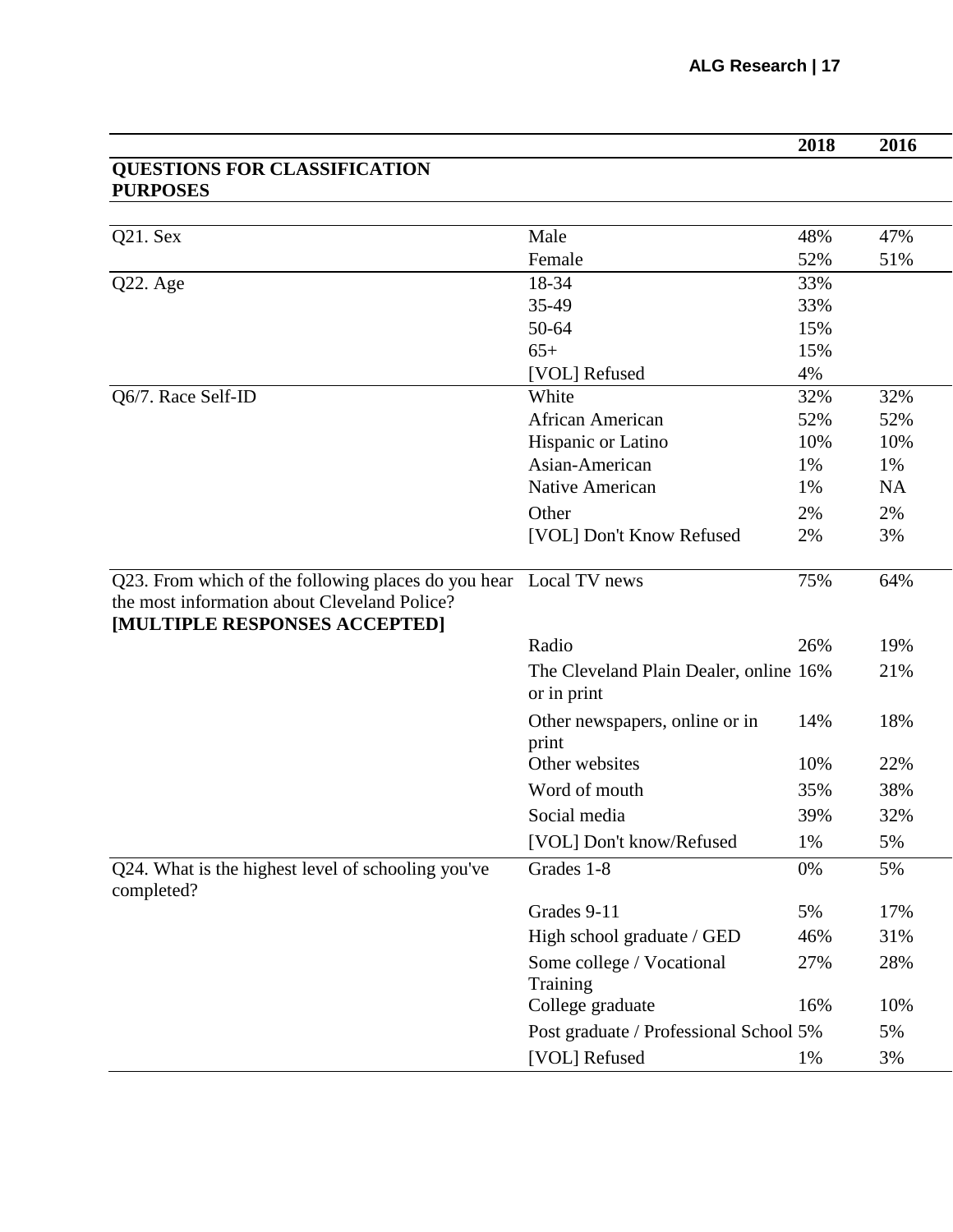| | | 2018 | 2016 |
|---|---|---|---|
| **QUESTIONS FOR CLASSIFICATION PURPOSES** | | | |
| Q21. Sex | Male | 48% | 47% |
| | Female | 52% | 51% |
| Q22. Age | 18-34 | 33% | |
| | 35-49 | 33% | |
| | 50-64 | 15% | |
| | 65+ | 15% | |
| | [VOL] Refused | 4% | |
| Q6/7. Race Self-ID | White | 32% | 32% |
| | African American | 52% | 52% |
| | Hispanic or Latino | 10% | 10% |
| | Asian-American | 1% | 1% |
| | Native American | 1% | NA |
| | Other | 2% | 2% |
| | [VOL] Don't Know Refused | 2% | 3% |
| Q23. From which of the following places do you hear the most information about Cleveland Police? **[MULTIPLE RESPONSES ACCEPTED]** | Local TV news | 75% | 64% |
| | Radio | 26% | 19% |
| | The Cleveland Plain Dealer, online or in print | 16% | 21% |
| | Other newspapers, online or in print | 14% | 18% |
| | Other websites | 10% | 22% |
| | Word of mouth | 35% | 38% |
| | Social media | 39% | 32% |
| | [VOL] Don't know/Refused | 1% | 5% |
| Q24. What is the highest level of schooling you've completed? | Grades 1-8 | 0% | 5% |
| | Grades 9-11 | 5% | 17% |
| | High school graduate / GED | 46% | 31% |
| | Some college / Vocational Training | 27% | 28% |
| | College graduate | 16% | 10% |
| | Post graduate / Professional School | 5% | 5% |
| | [VOL] Refused | 1% | 3% |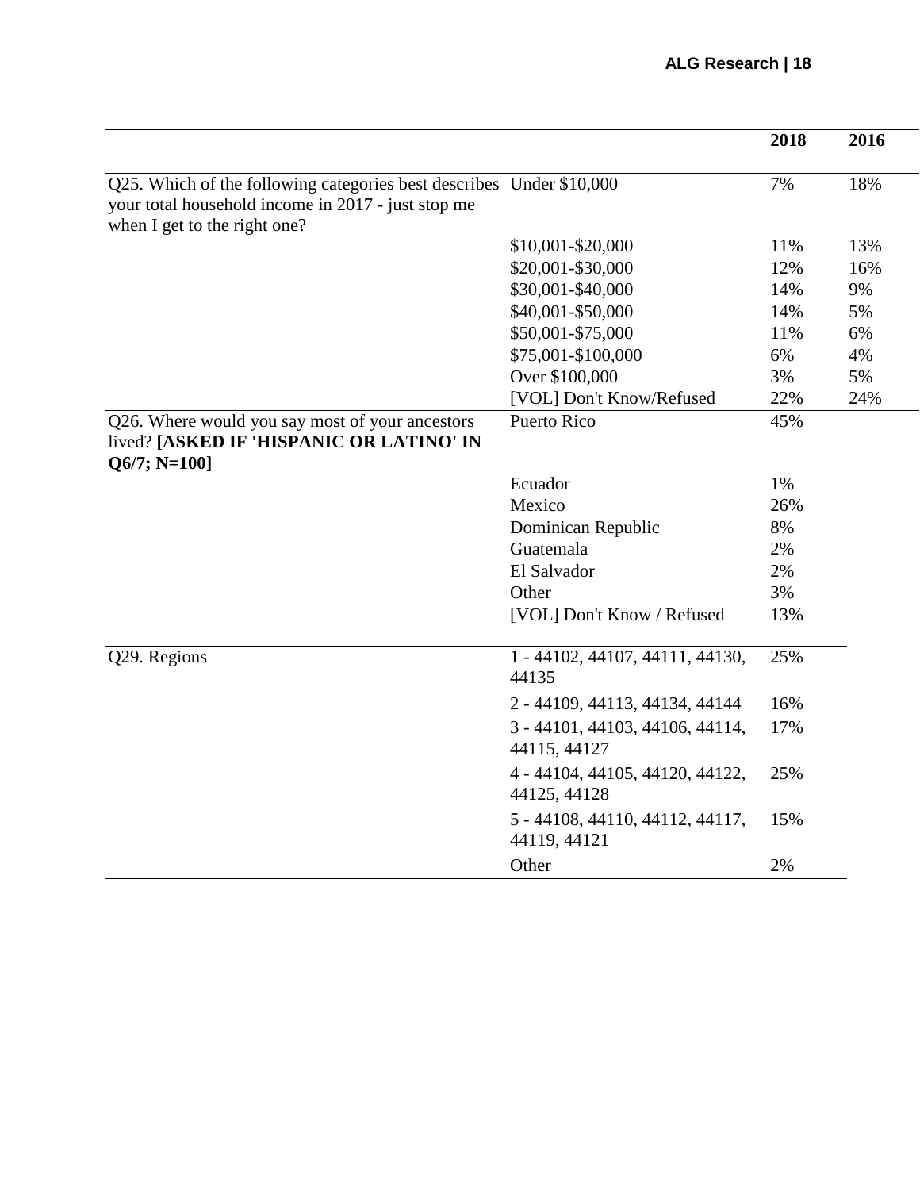| | | 2018 | 2016 |
|---|---|---|---|
| Q25. Which of the following categories best describes your total household income in 2017 - just stop me when I get to the right one? | Under $10,000 | 7% | 18% |
| | $10,001-$20,000 | 11% | 13% |
| | $20,001-$30,000 | 12% | 16% |
| | $30,001-$40,000 | 14% | 9% |
| | $40,001-$50,000 | 14% | 5% |
| | $50,001-$75,000 | 11% | 6% |
| | $75,001-$100,000 | 6% | 4% |
| | Over $100,000 | 3% | 5% |
| | [VOL] Don't Know/Refused | 22% | 24% |
| Q26. Where would you say most of your ancestors lived? **[ASKED IF 'HISPANIC OR LATINO' IN Q6/7; N=100]** | Puerto Rico | 45% | |
| | Ecuador | 1% | |
| | Mexico | 26% | |
| | Dominican Republic | 8% | |
| | Guatemala | 2% | |
| | El Salvador | 2% | |
| | Other | 3% | |
| | [VOL] Don't Know / Refused | 13% | |
| Q29. Regions | 1 - 44102, 44107, 44111, 44130, 44135 | 25% | |
| | 2 - 44109, 44113, 44134, 44144 | 16% | |
| | 3 - 44101, 44103, 44106, 44114, 44115, 44127 | 17% | |
| | 4 - 44104, 44105, 44120, 44122, 44125, 44128 | 25% | |
| | 5 - 44108, 44110, 44112, 44117, 44119, 44121 | 15% | |
| | Other | 2% | |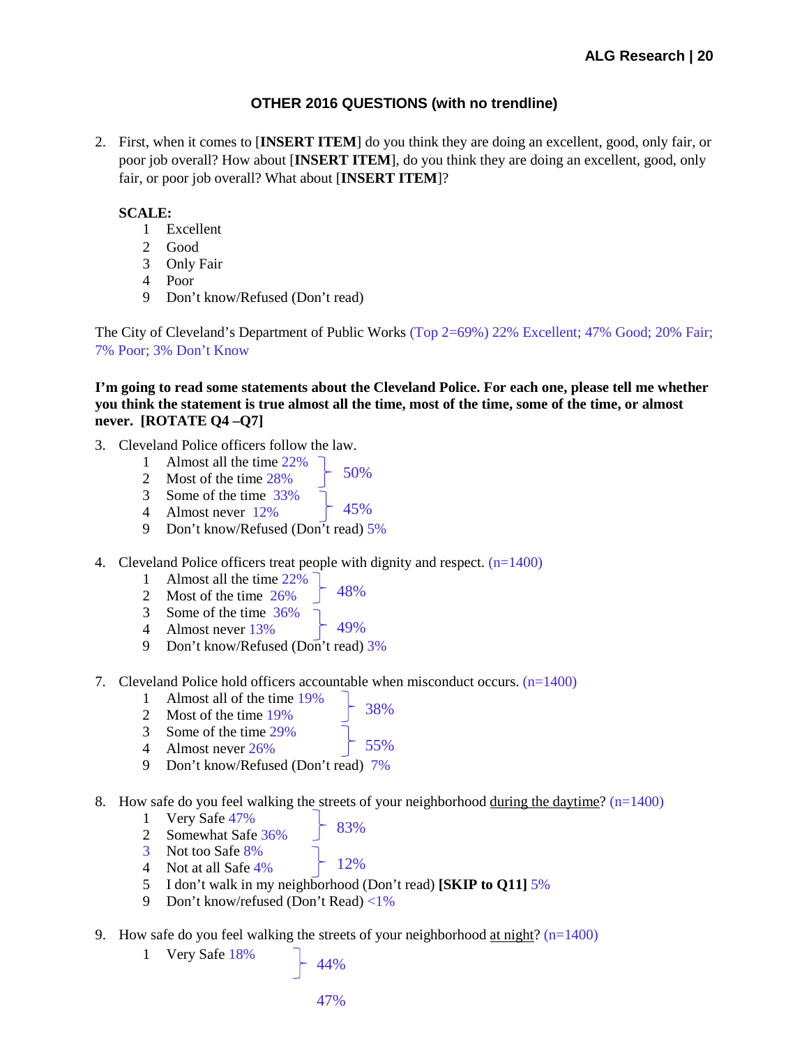## OTHER 2016 QUESTIONS (with no trendline)

2. First, when it comes to [**INSERT ITEM**] do you think they are doing an excellent, good, only fair, or poor job overall? How about [**INSERT ITEM**], do you think they are doing an excellent, good, only fair, or poor job overall? What about [**INSERT ITEM**]?

   **SCALE:**

   1 Excellent
   2 Good
   3 Only Fair
   4 Poor
   9 Don't know/Refused (Don't read)

The City of Cleveland's Department of Public Works (Top 2=69%) 22% Excellent; 47% Good; 20% Fair; 7% Poor; 3% Don't Know

**I'm going to read some statements about the Cleveland Police. For each one, please tell me whether you think the statement is true almost all the time, most of the time, some of the time, or almost never. [ROTATE Q4 –Q7]**

3. Cleveland Police officers follow the law.

   1 Almost all the time 22% } 50%
   2 Most of the time 28%
   3 Some of the time 33% } 45%
   4 Almost never 12%
   9 Don't know/Refused (Don't read) 5%

4. Cleveland Police officers treat people with dignity and respect. (n=1400)

   1 Almost all the time 22% } 48%
   2 Most of the time 26%
   3 Some of the time 36% } 49%
   4 Almost never 13%
   9 Don't know/Refused (Don't read) 3%

7. Cleveland Police hold officers accountable when misconduct occurs. (n=1400)

   1 Almost all of the time 19% } 38%
   2 Most of the time 19%
   3 Some of the time 29% } 55%
   4 Almost never 26%
   9 Don't know/Refused (Don't read) 7%

8. How safe do you feel walking the streets of your neighborhood <u>during the daytime</u>? (n=1400)

   1 Very Safe 47% } 83%
   2 Somewhat Safe 36%
   3 Not too Safe 8% } 12%
   4 Not at all Safe 4%
   5 I don't walk in my neighborhood (Don't read) **[SKIP to Q11]** 5%
   9 Don't know/refused (Don't Read) <1%

9. How safe do you feel walking the streets of your neighborhood <u>at night</u>? (n=1400)

   1 Very Safe 18% } 44%

   47%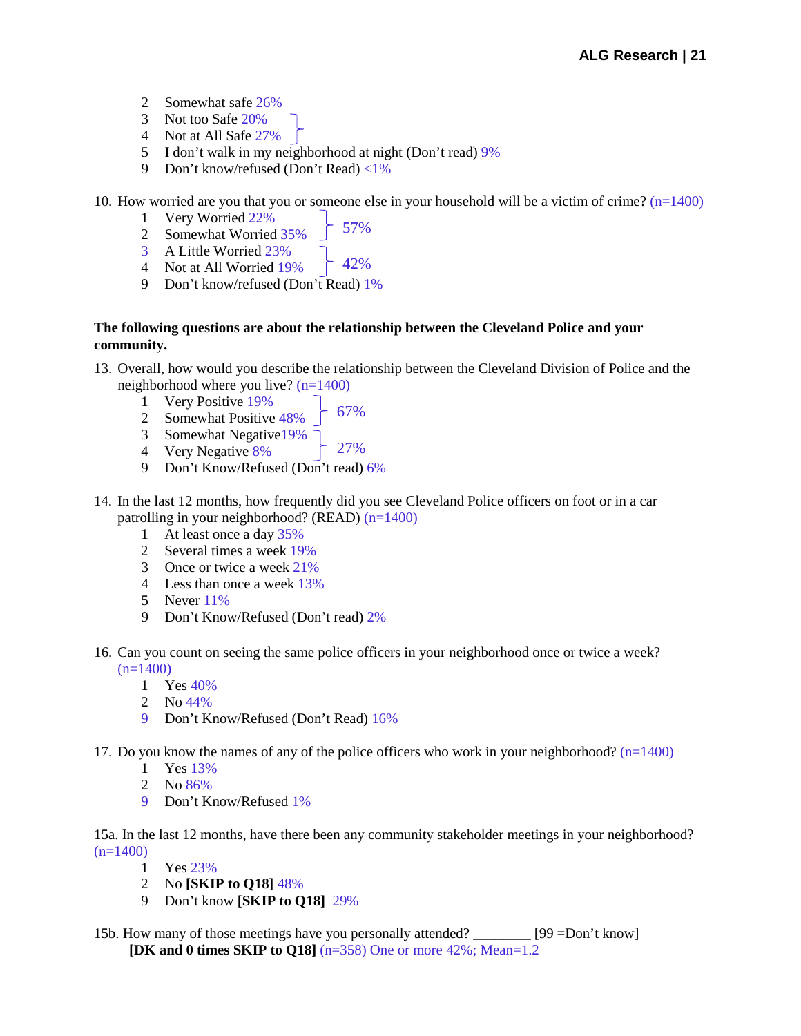2 Somewhat safe 26%
3 Not too Safe 20%
4 Not at All Safe 27%
5 I don't walk in my neighborhood at night (Don't read) 9%
9 Don't know/refused (Don't Read) <1%

10. How worried are you that you or someone else in your household will be a victim of crime? (n=1400)
    1 Very Worried 22%
    2 Somewhat Worried 35% } 57%
    3 A Little Worried 23%
    4 Not at All Worried 19% } 42%
    9 Don't know/refused (Don't Read) 1%

**The following questions are about the relationship between the Cleveland Police and your community.**

13. Overall, how would you describe the relationship between the Cleveland Division of Police and the neighborhood where you live? (n=1400)
    1 Very Positive 19%
    2 Somewhat Positive 48% } 67%
    3 Somewhat Negative19%
    4 Very Negative 8% } 27%
    9 Don't Know/Refused (Don't read) 6%

14. In the last 12 months, how frequently did you see Cleveland Police officers on foot or in a car patrolling in your neighborhood? (READ) (n=1400)
    1 At least once a day 35%
    2 Several times a week 19%
    3 Once or twice a week 21%
    4 Less than once a week 13%
    5 Never 11%
    9 Don't Know/Refused (Don't read) 2%

16. Can you count on seeing the same police officers in your neighborhood once or twice a week? (n=1400)
    1 Yes 40%
    2 No 44%
    9 Don't Know/Refused (Don't Read) 16%

17. Do you know the names of any of the police officers who work in your neighborhood? (n=1400)
    1 Yes 13%
    2 No 86%
    9 Don't Know/Refused 1%

15a. In the last 12 months, have there been any community stakeholder meetings in your neighborhood? (n=1400)
    1 Yes 23%
    2 No **[SKIP to Q18]** 48%
    9 Don't know **[SKIP to Q18]** 29%

15b. How many of those meetings have you personally attended? ________ [99 =Don't know]
**[DK and 0 times SKIP to Q18]** (n=358) One or more 42%; Mean=1.2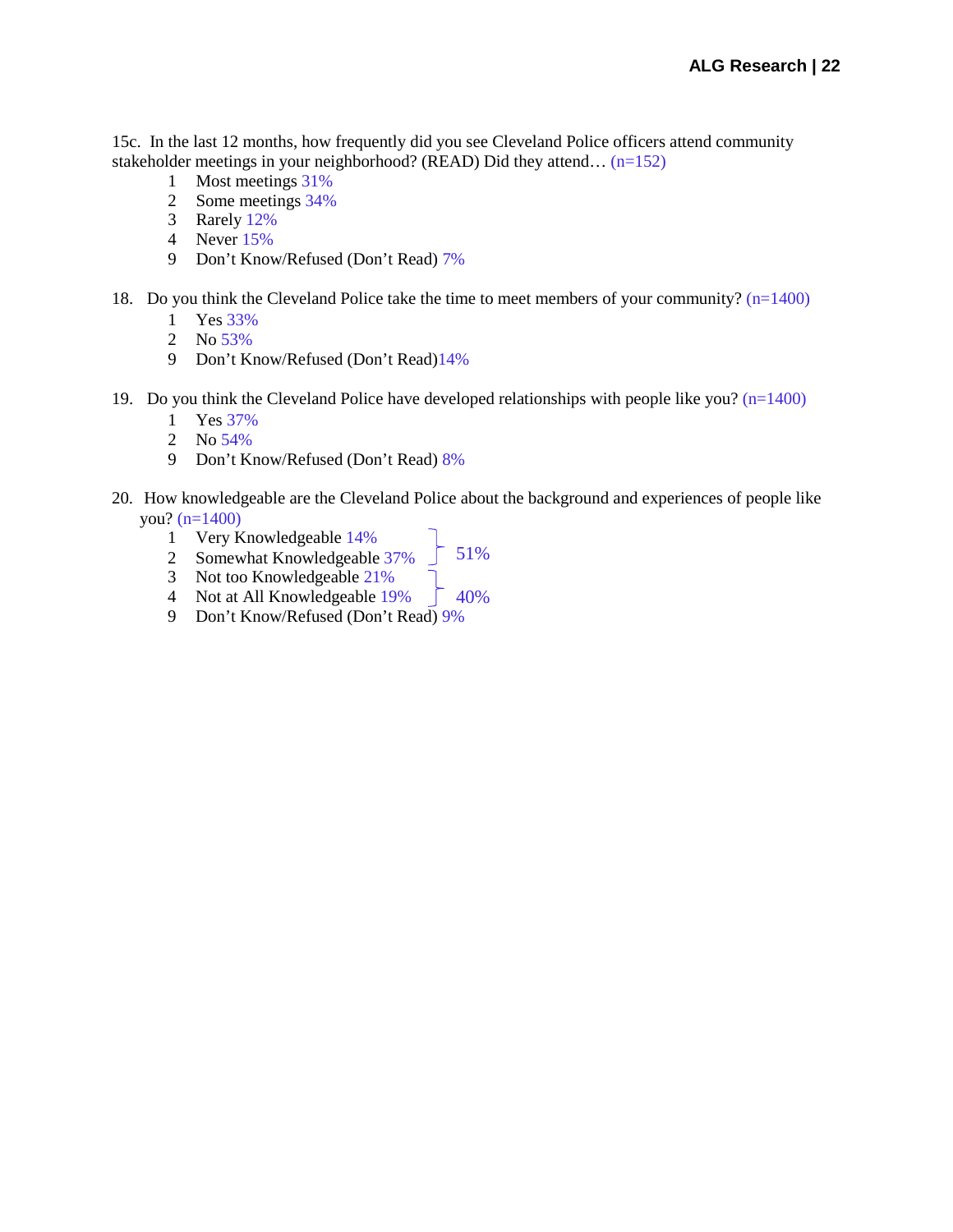15c. In the last 12 months, how frequently did you see Cleveland Police officers attend community stakeholder meetings in your neighborhood? (READ) Did they attend… (n=152)

1 Most meetings 31%
2 Some meetings 34%
3 Rarely 12%
4 Never 15%
9 Don't Know/Refused (Don't Read) 7%

18. Do you think the Cleveland Police take the time to meet members of your community? (n=1400)

1 Yes 33%
2 No 53%
9 Don't Know/Refused (Don't Read)14%

19. Do you think the Cleveland Police have developed relationships with people like you? (n=1400)

1 Yes 37%
2 No 54%
9 Don't Know/Refused (Don't Read) 8%

20. How knowledgeable are the Cleveland Police about the background and experiences of people like you? (n=1400)

1 Very Knowledgeable 14%
2 Somewhat Knowledgeable 37% } 51%
3 Not too Knowledgeable 21%
4 Not at All Knowledgeable 19% } 40%
9 Don't Know/Refused (Don't Read) 9%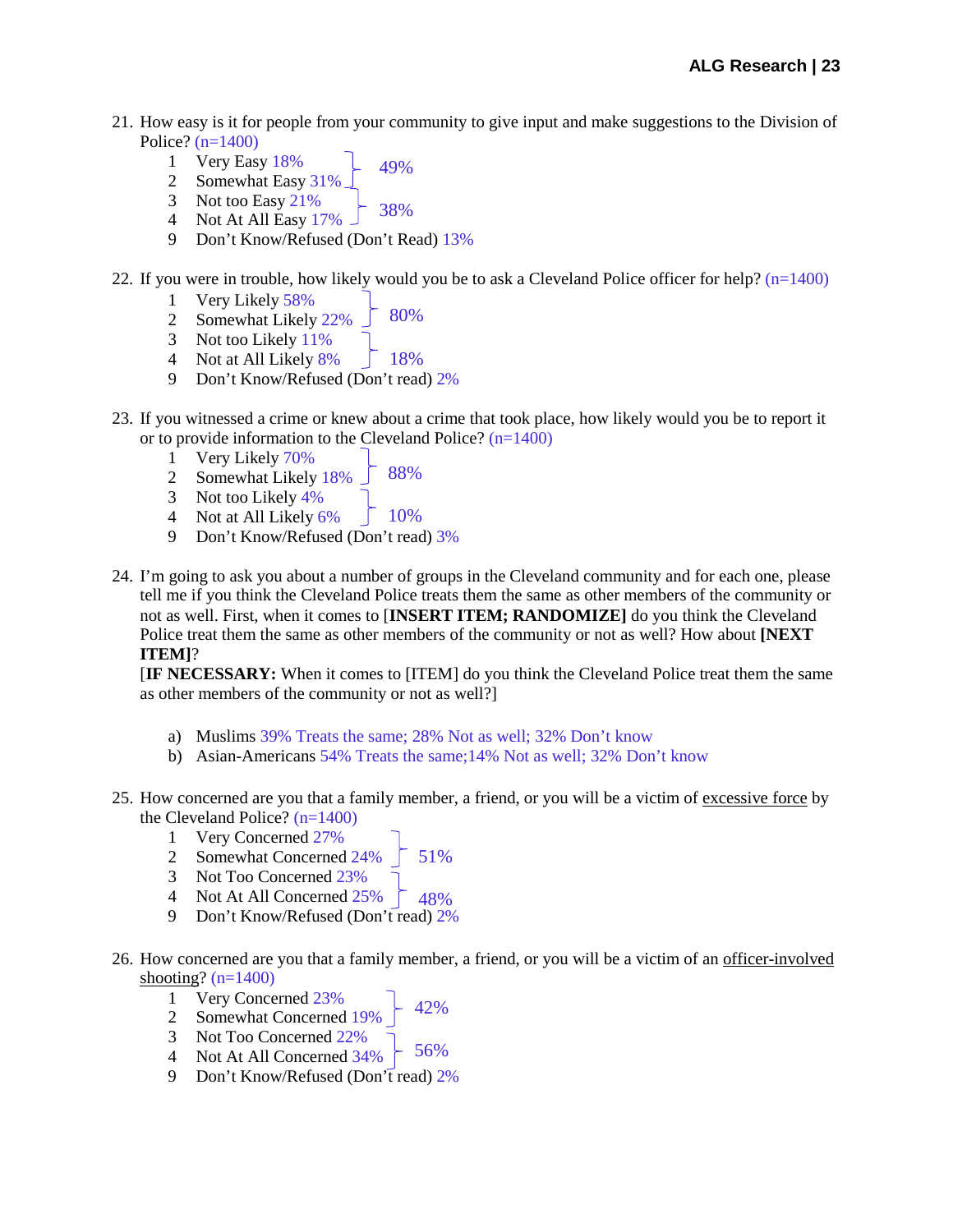21. How easy is it for people from your community to give input and make suggestions to the Division of Police? (n=1400)
    1 Very Easy 18%
    2 Somewhat Easy 31% } 49%
    3 Not too Easy 21%
    4 Not At All Easy 17% } 38%
    9 Don't Know/Refused (Don't Read) 13%

22. If you were in trouble, how likely would you be to ask a Cleveland Police officer for help? (n=1400)
    1 Very Likely 58%
    2 Somewhat Likely 22% } 80%
    3 Not too Likely 11%
    4 Not at All Likely 8% } 18%
    9 Don't Know/Refused (Don't read) 2%

23. If you witnessed a crime or knew about a crime that took place, how likely would you be to report it or to provide information to the Cleveland Police? (n=1400)
    1 Very Likely 70%
    2 Somewhat Likely 18% } 88%
    3 Not too Likely 4%
    4 Not at All Likely 6% } 10%
    9 Don't Know/Refused (Don't read) 3%

24. I'm going to ask you about a number of groups in the Cleveland community and for each one, please tell me if you think the Cleveland Police treats them the same as other members of the community or not as well. First, when it comes to [**INSERT ITEM; RANDOMIZE]** do you think the Cleveland Police treat them the same as other members of the community or not as well? How about **[NEXT ITEM]**?
    [**IF NECESSARY:** When it comes to [ITEM] do you think the Cleveland Police treat them the same as other members of the community or not as well?]

    a) Muslims 39% Treats the same; 28% Not as well; 32% Don't know
    b) Asian-Americans 54% Treats the same;14% Not as well; 32% Don't know

25. How concerned are you that a family member, a friend, or you will be a victim of excessive force by the Cleveland Police? (n=1400)
    1 Very Concerned 27%
    2 Somewhat Concerned 24% } 51%
    3 Not Too Concerned 23%
    4 Not At All Concerned 25% } 48%
    9 Don't Know/Refused (Don't read) 2%

26. How concerned are you that a family member, a friend, or you will be a victim of an officer-involved shooting? (n=1400)
    1 Very Concerned 23%
    2 Somewhat Concerned 19% } 42%
    3 Not Too Concerned 22%
    4 Not At All Concerned 34% } 56%
    9 Don't Know/Refused (Don't read) 2%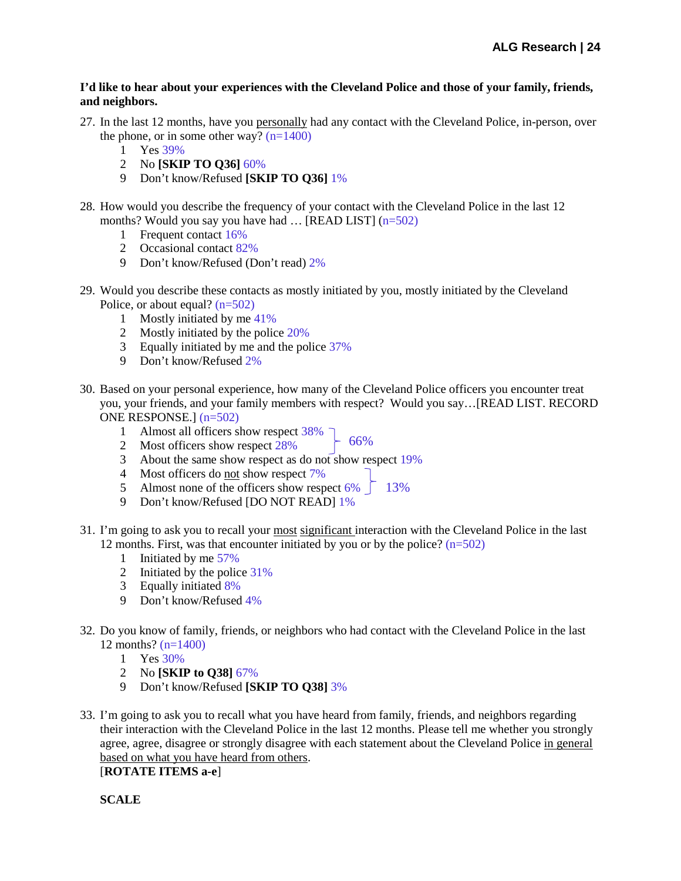**I'd like to hear about your experiences with the Cleveland Police and those of your family, friends, and neighbors.**

27. In the last 12 months, have you <u>personally</u> had any contact with the Cleveland Police, in-person, over the phone, or in some other way? (n=1400)
    1 Yes 39%
    2 No **[SKIP TO Q36]** 60%
    9 Don't know/Refused **[SKIP TO Q36]** 1%

28. How would you describe the frequency of your contact with the Cleveland Police in the last 12 months? Would you say you have had … [READ LIST] (n=502)
    1 Frequent contact 16%
    2 Occasional contact 82%
    9 Don't know/Refused (Don't read) 2%

29. Would you describe these contacts as mostly initiated by you, mostly initiated by the Cleveland Police, or about equal? (n=502)
    1 Mostly initiated by me 41%
    2 Mostly initiated by the police 20%
    3 Equally initiated by me and the police 37%
    9 Don't know/Refused 2%

30. Based on your personal experience, how many of the Cleveland Police officers you encounter treat you, your friends, and your family members with respect? Would you say…[READ LIST. RECORD ONE RESPONSE.] (n=502)
    1 Almost all officers show respect 38% } 66%
    2 Most officers show respect 28% }
    3 About the same show respect as do not show respect 19%
    4 Most officers do <u>not</u> show respect 7% } 13%
    5 Almost none of the officers show respect 6% }
    9 Don't know/Refused [DO NOT READ] 1%

31. I'm going to ask you to recall your <u>most</u> <u>significant</u> interaction with the Cleveland Police in the last 12 months. First, was that encounter initiated by you or by the police? (n=502)
    1 Initiated by me 57%
    2 Initiated by the police 31%
    3 Equally initiated 8%
    9 Don't know/Refused 4%

32. Do you know of family, friends, or neighbors who had contact with the Cleveland Police in the last 12 months? (n=1400)
    1 Yes 30%
    2 No **[SKIP to Q38]** 67%
    9 Don't know/Refused **[SKIP TO Q38]** 3%

33. I'm going to ask you to recall what you have heard from family, friends, and neighbors regarding their interaction with the Cleveland Police in the last 12 months. Please tell me whether you strongly agree, agree, disagree or strongly disagree with each statement about the Cleveland Police <u>in general based on what you have heard from others</u>.
    [**ROTATE ITEMS a-e**]

    **SCALE**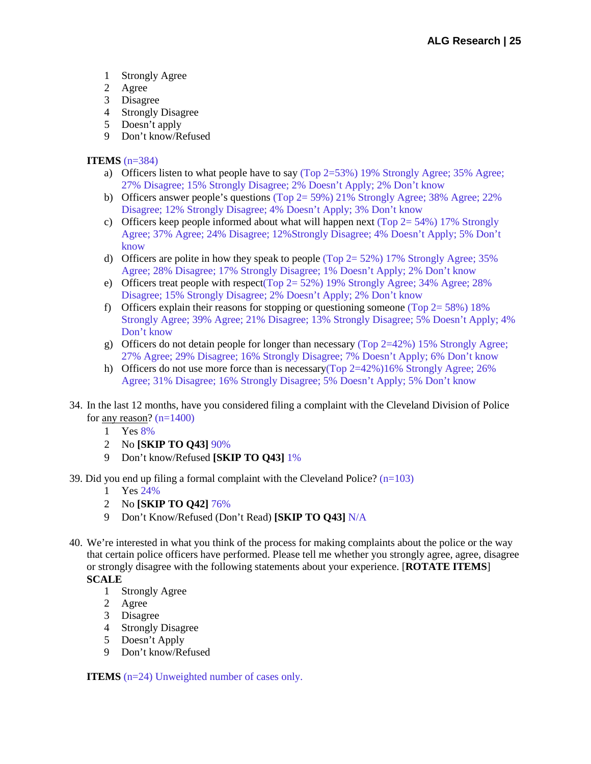1 Strongly Agree
2 Agree
3 Disagree
4 Strongly Disagree
5 Doesn't apply
9 Don't know/Refused

**ITEMS** (n=384)

a) Officers listen to what people have to say (Top 2=53%) 19% Strongly Agree; 35% Agree; 27% Disagree; 15% Strongly Disagree; 2% Doesn't Apply; 2% Don't know
b) Officers answer people's questions (Top 2= 59%) 21% Strongly Agree; 38% Agree; 22% Disagree; 12% Strongly Disagree; 4% Doesn't Apply; 3% Don't know
c) Officers keep people informed about what will happen next (Top 2= 54%) 17% Strongly Agree; 37% Agree; 24% Disagree; 12%Strongly Disagree; 4% Doesn't Apply; 5% Don't know
d) Officers are polite in how they speak to people (Top 2= 52%) 17% Strongly Agree; 35% Agree; 28% Disagree; 17% Strongly Disagree; 1% Doesn't Apply; 2% Don't know
e) Officers treat people with respect(Top 2= 52%) 19% Strongly Agree; 34% Agree; 28% Disagree; 15% Strongly Disagree; 2% Doesn't Apply; 2% Don't know
f) Officers explain their reasons for stopping or questioning someone (Top 2= 58%) 18% Strongly Agree; 39% Agree; 21% Disagree; 13% Strongly Disagree; 5% Doesn't Apply; 4% Don't know
g) Officers do not detain people for longer than necessary (Top 2=42%) 15% Strongly Agree; 27% Agree; 29% Disagree; 16% Strongly Disagree; 7% Doesn't Apply; 6% Don't know
h) Officers do not use more force than is necessary(Top 2=42%)16% Strongly Agree; 26% Agree; 31% Disagree; 16% Strongly Disagree; 5% Doesn't Apply; 5% Don't know

34. In the last 12 months, have you considered filing a complaint with the Cleveland Division of Police for <u>any reason</u>? (n=1400)
    1 Yes 8%
    2 No **[SKIP TO Q43]** 90%
    9 Don't know/Refused **[SKIP TO Q43]** 1%

39. Did you end up filing a formal complaint with the Cleveland Police? (n=103)
    1 Yes 24%
    2 No **[SKIP TO Q42]** 76%
    9 Don't Know/Refused (Don't Read) **[SKIP TO Q43]** N/A

40. We're interested in what you think of the process for making complaints about the police or the way that certain police officers have performed. Please tell me whether you strongly agree, agree, disagree or strongly disagree with the following statements about your experience. [**ROTATE ITEMS**]

**SCALE**

1 Strongly Agree
2 Agree
3 Disagree
4 Strongly Disagree
5 Doesn't Apply
9 Don't know/Refused

**ITEMS** (n=24) Unweighted number of cases only.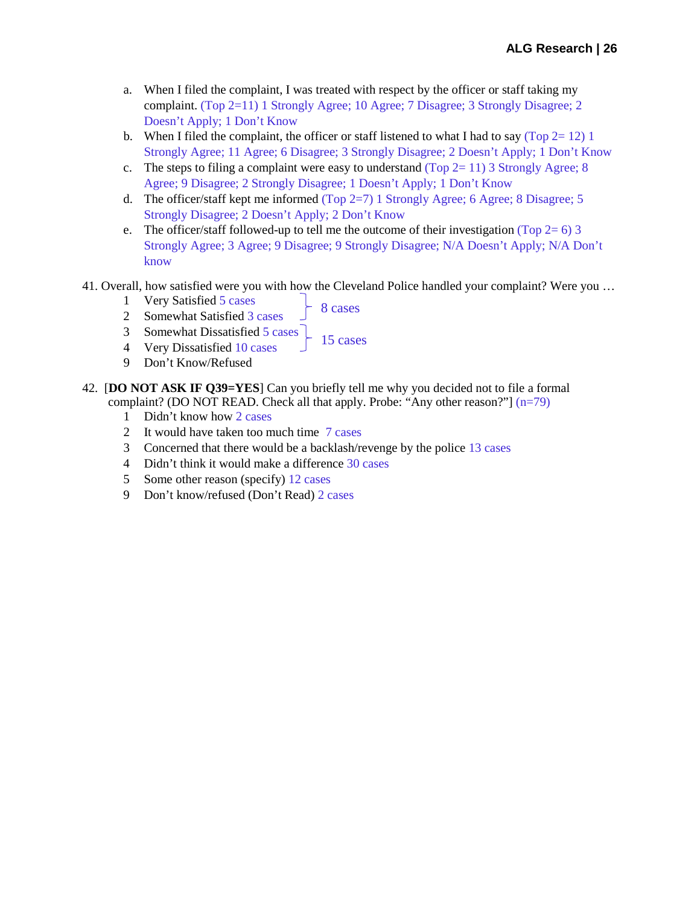a. When I filed the complaint, I was treated with respect by the officer or staff taking my complaint. (Top 2=11) 1 Strongly Agree; 10 Agree; 7 Disagree; 3 Strongly Disagree; 2 Doesn't Apply; 1 Don't Know
b. When I filed the complaint, the officer or staff listened to what I had to say (Top 2= 12) 1 Strongly Agree; 11 Agree; 6 Disagree; 3 Strongly Disagree; 2 Doesn't Apply; 1 Don't Know
c. The steps to filing a complaint were easy to understand (Top 2= 11) 3 Strongly Agree; 8 Agree; 9 Disagree; 2 Strongly Disagree; 1 Doesn't Apply; 1 Don't Know
d. The officer/staff kept me informed (Top 2=7) 1 Strongly Agree; 6 Agree; 8 Disagree; 5 Strongly Disagree; 2 Doesn't Apply; 2 Don't Know
e. The officer/staff followed-up to tell me the outcome of their investigation (Top 2= 6) 3 Strongly Agree; 3 Agree; 9 Disagree; 9 Strongly Disagree; N/A Doesn't Apply; N/A Don't know

41. Overall, how satisfied were you with how the Cleveland Police handled your complaint? Were you …

1 Very Satisfied 5 cases
2 Somewhat Satisfied 3 cases } 8 cases
3 Somewhat Dissatisfied 5 cases
4 Very Dissatisfied 10 cases } 15 cases
9 Don't Know/Refused

42. [**DO NOT ASK IF Q39=YES**] Can you briefly tell me why you decided not to file a formal complaint? (DO NOT READ. Check all that apply. Probe: "Any other reason?"] (n=79)

1 Didn't know how 2 cases
2 It would have taken too much time 7 cases
3 Concerned that there would be a backlash/revenge by the police 13 cases
4 Didn't think it would make a difference 30 cases
5 Some other reason (specify) 12 cases
9 Don't know/refused (Don't Read) 2 cases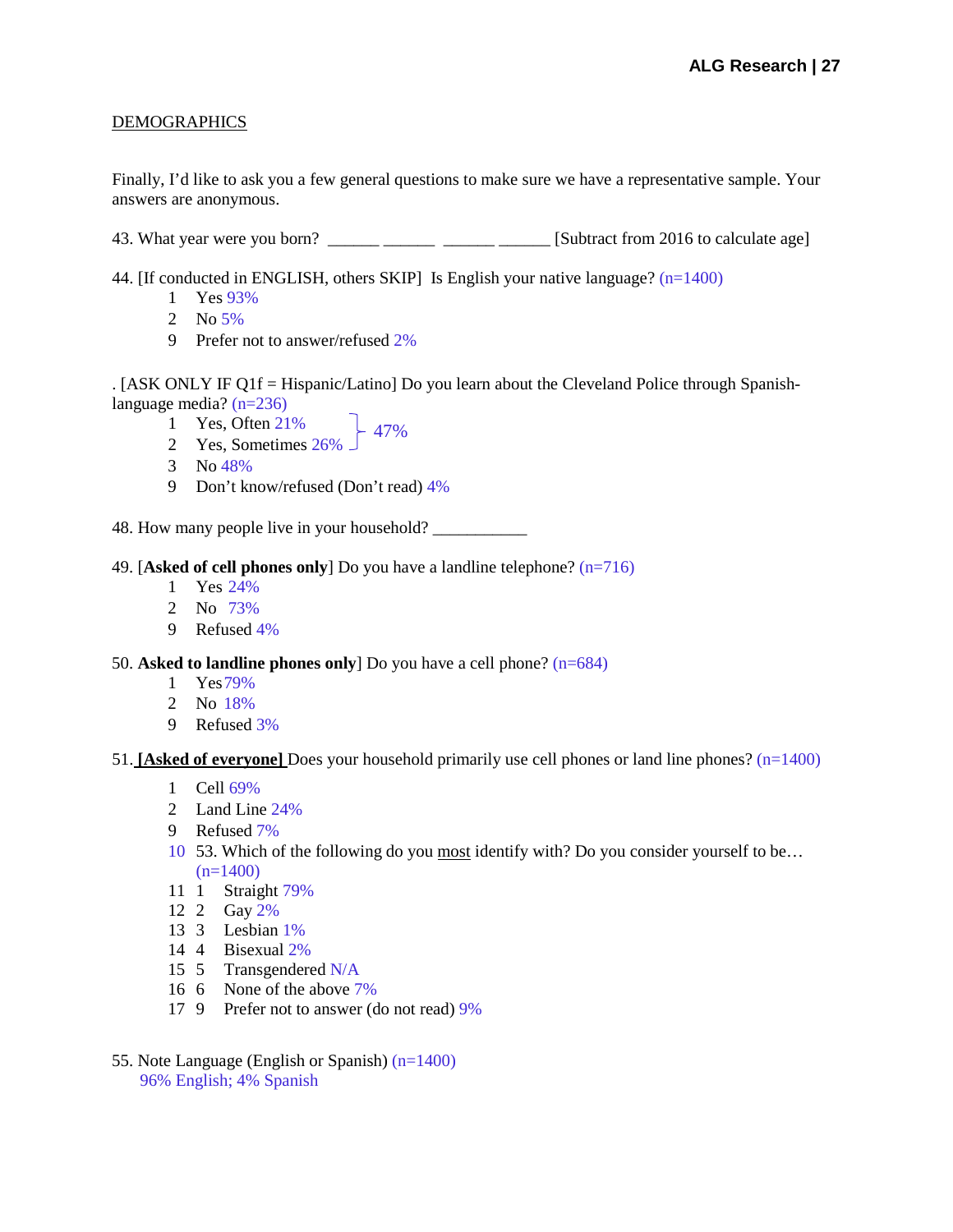DEMOGRAPHICS

Finally, I'd like to ask you a few general questions to make sure we have a representative sample. Your answers are anonymous.

43. What year were you born? ______ ______ ______ ______ [Subtract from 2016 to calculate age]

44. [If conducted in ENGLISH, others SKIP] Is English your native language? (n=1400)

- 1 Yes 93%
- 2 No 5%
- 9 Prefer not to answer/refused 2%

. [ASK ONLY IF Q1f = Hispanic/Latino] Do you learn about the Cleveland Police through Spanish-language media? (n=236)

- 1 Yes, Often 21% } 47%
- 2 Yes, Sometimes 26% }
- 3 No 48%
- 9 Don't know/refused (Don't read) 4%

48. How many people live in your household? ___________

49. [**Asked of cell phones only**] Do you have a landline telephone? (n=716)

- 1 Yes 24%
- 2 No 73%
- 9 Refused 4%

50. **Asked to landline phones only**] Do you have a cell phone? (n=684)

- 1 Yes 79%
- 2 No 18%
- 9 Refused 3%

51. **[Asked of everyone]** Does your household primarily use cell phones or land line phones? (n=1400)

- 1 Cell 69%
- 2 Land Line 24%
- 9 Refused 7%

10 53. Which of the following do you most identify with? Do you consider yourself to be… (n=1400)

- 11 1 Straight 79%
- 12 2 Gay 2%
- 13 3 Lesbian 1%
- 14 4 Bisexual 2%
- 15 5 Transgendered N/A
- 16 6 None of the above 7%
- 17 9 Prefer not to answer (do not read) 9%

55. Note Language (English or Spanish) (n=1400)

96% English; 4% Spanish